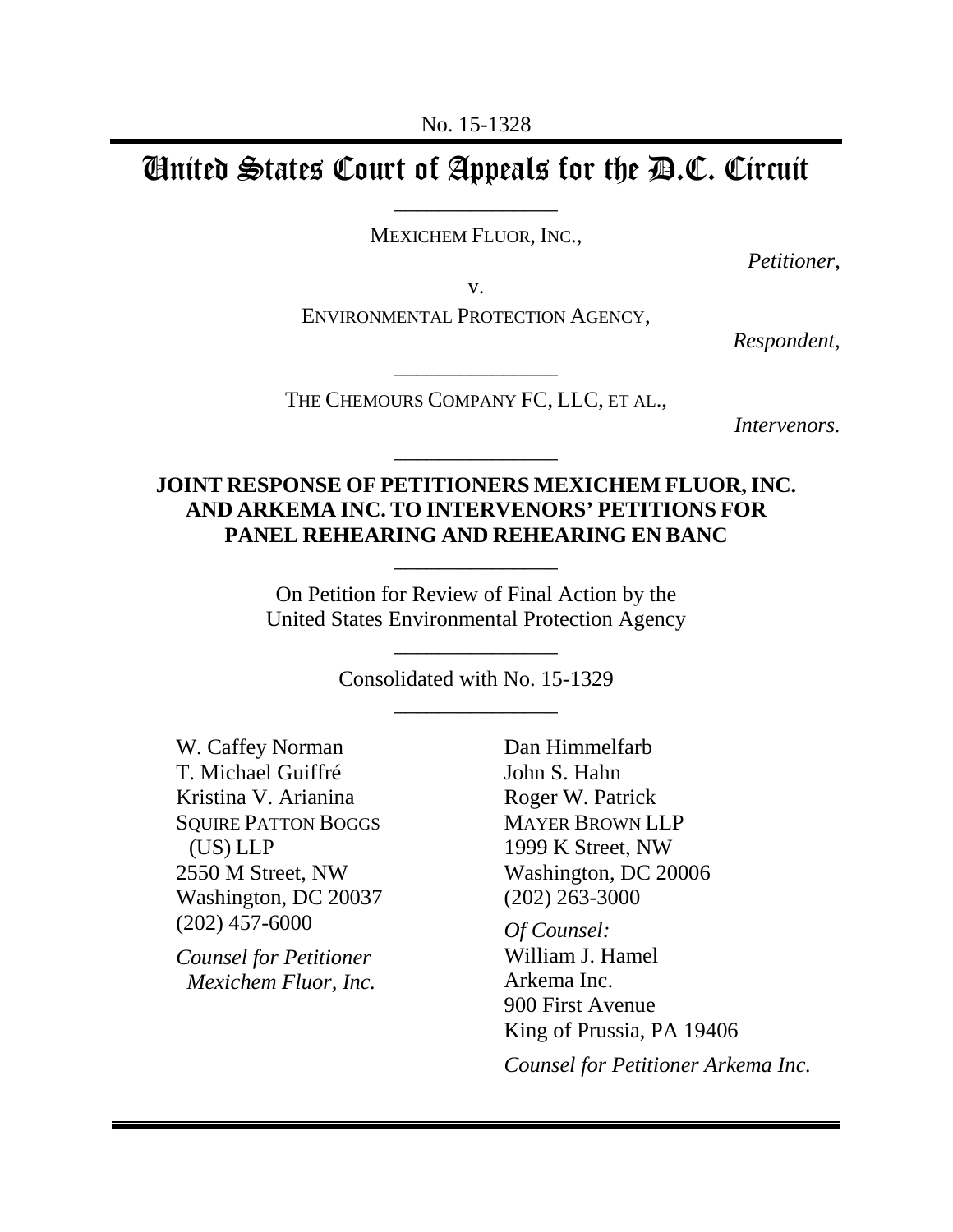No. 15-1328

# United States Court of Appeals for the D.C. Circuit

---

MEXICHEM FLUOR, INC.,

*Petitioner,*

v.

ENVIRONMENTAL PROTECTION AGENCY,

*Respondent,*

---

THE CHEMOURS COMPANY FC, LLC, ET AL.,

*Intervenors.*

---

**JOINT RESPONSE OF PETITIONERS MEXICHEM FLUOR, INC. AND ARKEMA INC. TO INTERVENORS' PETITIONS FOR PANEL REHEARING AND REHEARING EN BANC**

---

On Petition for Review of Final Action by the United States Environmental Protection Agency

---

Consolidated with No. 15-1329

---

W. Caffey Norman
T. Michael Guiffré
Kristina V. Arianina
SQUIRE PATTON BOGGS (US) LLP
2550 M Street, NW
Washington, DC 20037
(202) 457-6000

*Counsel for Petitioner Mexichem Fluor, Inc.*

Dan Himmelfarb
John S. Hahn
Roger W. Patrick
MAYER BROWN LLP
1999 K Street, NW
Washington, DC 20006
(202) 263-3000

*Of Counsel:*
William J. Hamel
Arkema Inc.
900 First Avenue
King of Prussia, PA 19406

*Counsel for Petitioner Arkema Inc.*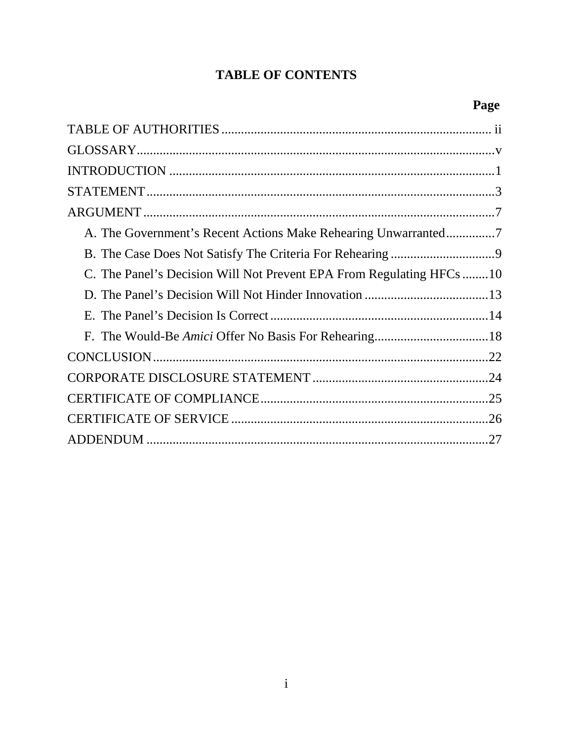# TABLE OF CONTENTS

| | Page |
|---|---|
| TABLE OF AUTHORITIES | ii |
| GLOSSARY | v |
| INTRODUCTION | 1 |
| STATEMENT | 3 |
| ARGUMENT | 7 |
| A. The Government's Recent Actions Make Rehearing Unwarranted | 7 |
| B. The Case Does Not Satisfy The Criteria For Rehearing | 9 |
| C. The Panel's Decision Will Not Prevent EPA From Regulating HFCs | 10 |
| D. The Panel's Decision Will Not Hinder Innovation | 13 |
| E. The Panel's Decision Is Correct | 14 |
| F. The Would-Be *Amici* Offer No Basis For Rehearing | 18 |
| CONCLUSION | 22 |
| CORPORATE DISCLOSURE STATEMENT | 24 |
| CERTIFICATE OF COMPLIANCE | 25 |
| CERTIFICATE OF SERVICE | 26 |
| ADDENDUM | 27 |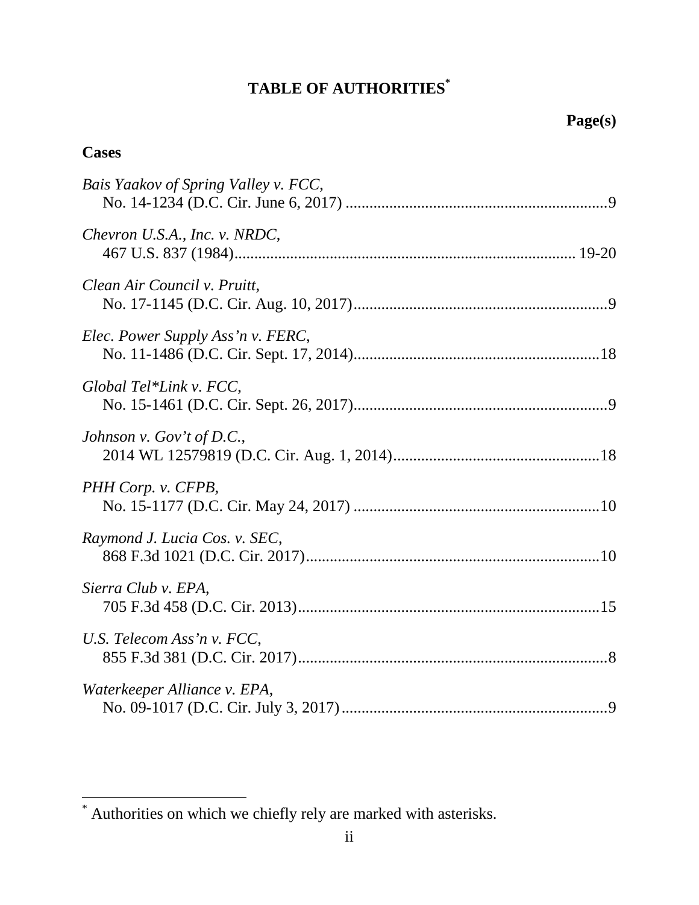# TABLE OF AUTHORITIES[*]

**Page(s)**

## Cases

*Bais Yaakov of Spring Valley v. FCC*,
No. 14-1234 (D.C. Cir. June 6, 2017) ....................................................................9

*Chevron U.S.A., Inc. v. NRDC*,
467 U.S. 837 (1984).................................................................................... 19-20

*Clean Air Council v. Pruitt*,
No. 17-1145 (D.C. Cir. Aug. 10, 2017).................................................................9

*Elec. Power Supply Ass'n v. FERC*,
No. 11-1486 (D.C. Cir. Sept. 17, 2014)...............................................................18

*Global Tel*Link v. FCC*,
No. 15-1461 (D.C. Cir. Sept. 26, 2017).................................................................9

*Johnson v. Gov't of D.C.*,
2014 WL 12579819 (D.C. Cir. Aug. 1, 2014)....................................................18

*PHH Corp. v. CFPB*,
No. 15-1177 (D.C. Cir. May 24, 2017) ..............................................................10

*Raymond J. Lucia Cos. v. SEC*,
868 F.3d 1021 (D.C. Cir. 2017)...........................................................................10

*Sierra Club v. EPA*,
705 F.3d 458 (D.C. Cir. 2013).............................................................................15

*U.S. Telecom Ass'n v. FCC*,
855 F.3d 381 (D.C. Cir. 2017)...............................................................................8

*Waterkeeper Alliance v. EPA*,
No. 09-1017 (D.C. Cir. July 3, 2017)....................................................................9

---

[*] Authorities on which we chiefly rely are marked with asterisks.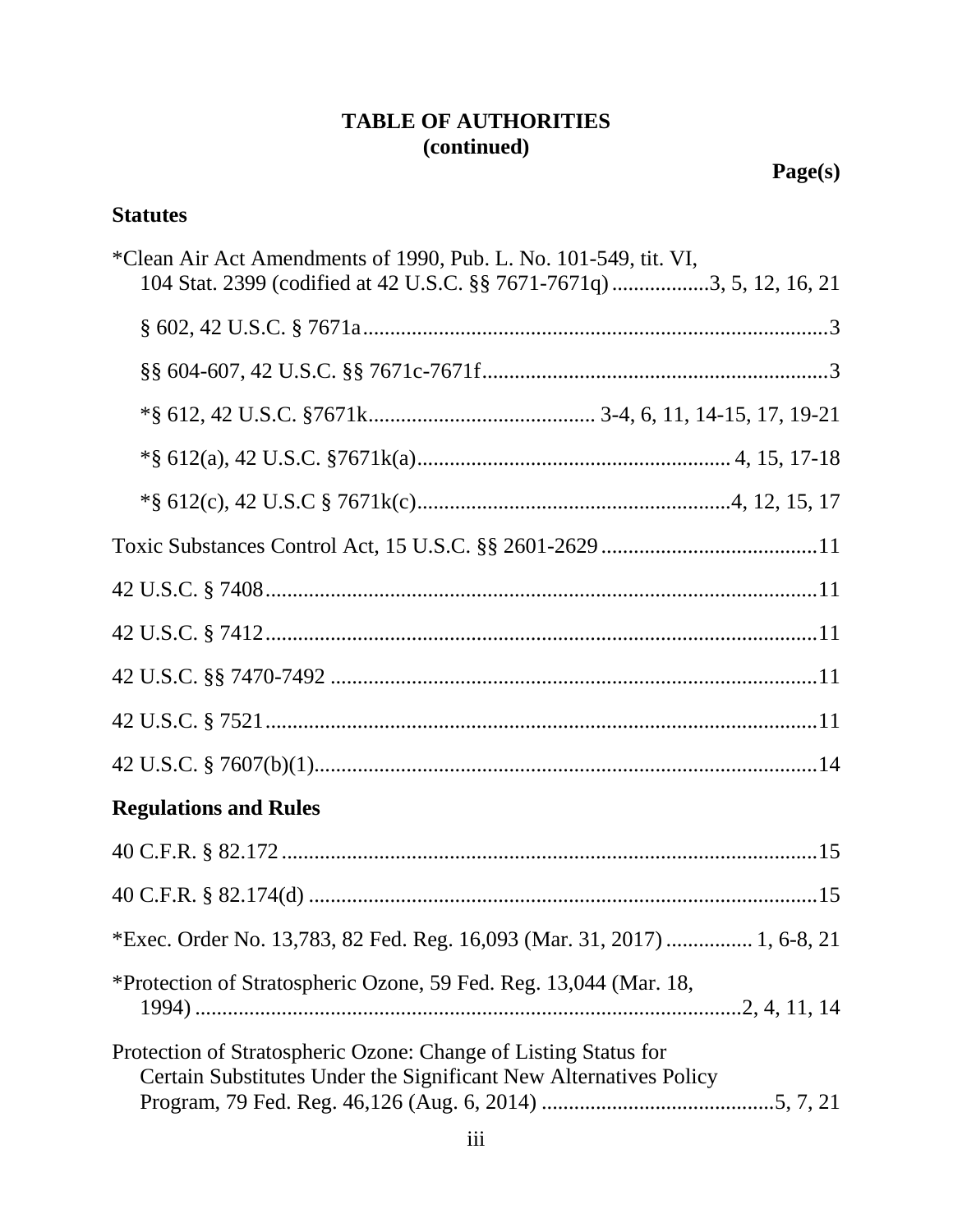## TABLE OF AUTHORITIES (continued)

**Page(s)**

### Statutes

*Clean Air Act Amendments of 1990, Pub. L. No. 101-549, tit. VI, 104 Stat. 2399 (codified at 42 U.S.C. §§ 7671-7671q) ....................3, 5, 12, 16, 21

§ 602, 42 U.S.C. § 7671a........................................................................................3

§§ 604-607, 42 U.S.C. §§ 7671c-7671f.................................................................3

*§ 612, 42 U.S.C. §7671k.......................................... 3-4, 6, 11, 14-15, 17, 19-21

*§ 612(a), 42 U.S.C. §7671k(a)........................................................... 4, 15, 17-18

*§ 612(c), 42 U.S.C § 7671k(c)...........................................................4, 12, 15, 17

Toxic Substances Control Act, 15 U.S.C. §§ 2601-2629.........................................11

42 U.S.C. § 7408.......................................................................................................11

42 U.S.C. § 7412.......................................................................................................11

42 U.S.C. §§ 7470-7492 ...........................................................................................11

42 U.S.C. § 7521.......................................................................................................11

42 U.S.C. § 7607(b)(1)..............................................................................................14

### Regulations and Rules

40 C.F.R. § 82.172....................................................................................................15

40 C.F.R. § 82.174(d) ...............................................................................................15

*Exec. Order No. 13,783, 82 Fed. Reg. 16,093 (Mar. 31, 2017) ................ 1, 6-8, 21

*Protection of Stratospheric Ozone, 59 Fed. Reg. 13,044 (Mar. 18, 1994) ......................................................................................................2, 4, 11, 14

Protection of Stratospheric Ozone: Change of Listing Status for Certain Substitutes Under the Significant New Alternatives Policy Program, 79 Fed. Reg. 46,126 (Aug. 6, 2014) ............................................5, 7, 21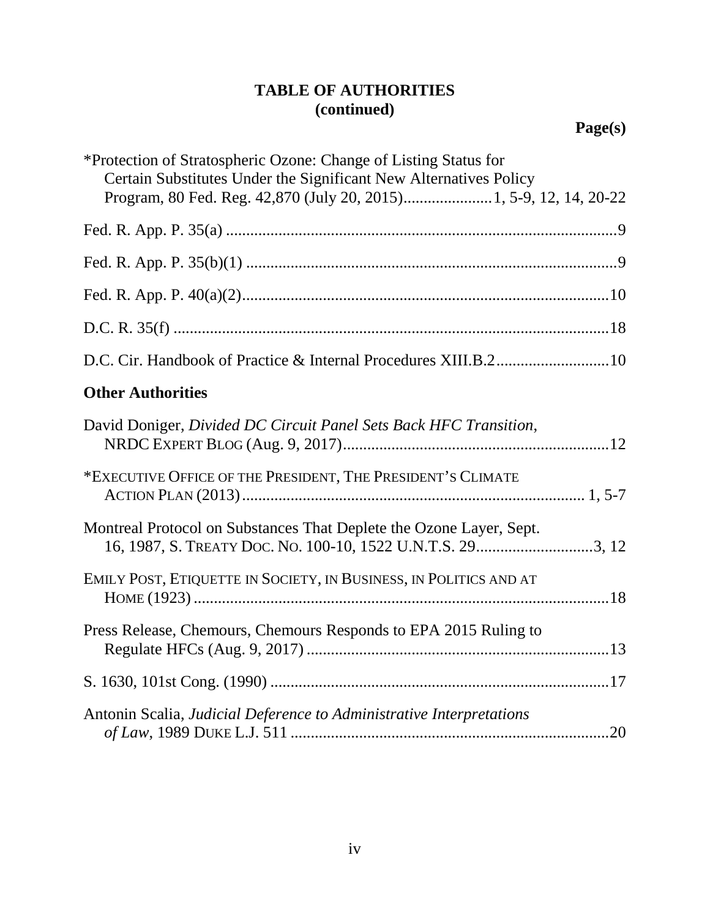## TABLE OF AUTHORITIES (continued)

**Page(s)**

*Protection of Stratospheric Ozone: Change of Listing Status for Certain Substitutes Under the Significant New Alternatives Policy Program, 80 Fed. Reg. 42,870 (July 20, 2015) ..................... 1, 5-9, 12, 14, 20-22

Fed. R. App. P. 35(a) ..................................................................................... 9

Fed. R. App. P. 35(b)(1) .................................................................................. 9

Fed. R. App. P. 40(a)(2) ................................................................................. 10

D.C. R. 35(f) .................................................................................................. 18

D.C. Cir. Handbook of Practice & Internal Procedures XIII.B.2 ..................... 10

### Other Authorities

David Doniger, *Divided DC Circuit Panel Sets Back HFC Transition*, NRDC EXPERT BLOG (Aug. 9, 2017) ............................................................. 12

*EXECUTIVE OFFICE OF THE PRESIDENT, THE PRESIDENT'S CLIMATE ACTION PLAN (2013) ............................................................................. 1, 5-7

Montreal Protocol on Substances That Deplete the Ozone Layer, Sept. 16, 1987, S. TREATY DOC. NO. 100-10, 1522 U.N.T.S. 29 ......................... 3, 12

EMILY POST, ETIQUETTE IN SOCIETY, IN BUSINESS, IN POLITICS AND AT HOME (1923) ............................................................................................. 18

Press Release, Chemours, Chemours Responds to EPA 2015 Ruling to Regulate HFCs (Aug. 9, 2017) ................................................................. 13

S. 1630, 101st Cong. (1990) ........................................................................... 17

Antonin Scalia, *Judicial Deference to Administrative Interpretations of Law*, 1989 DUKE L.J. 511 ..................................................................... 20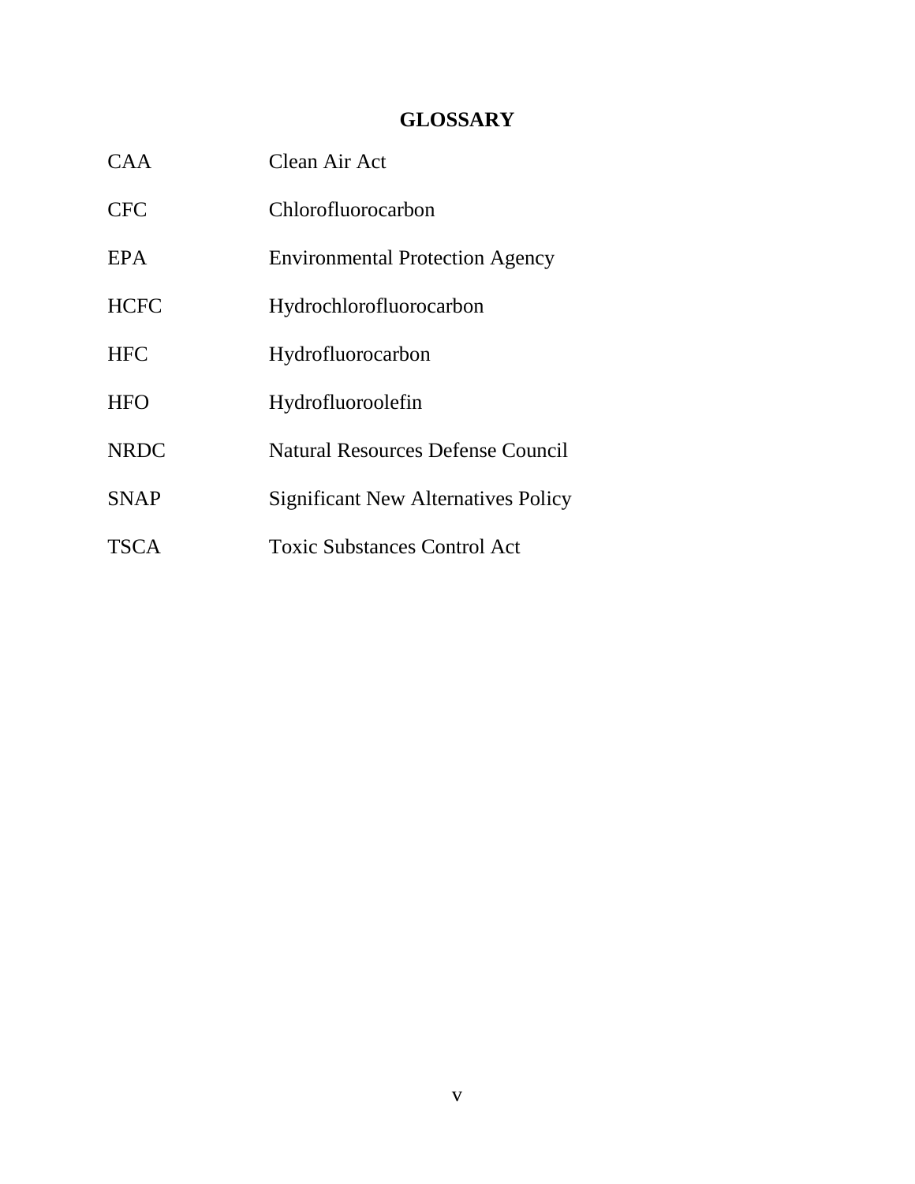## GLOSSARY

| | |
|---|---|
| CAA | Clean Air Act |
| CFC | Chlorofluorocarbon |
| EPA | Environmental Protection Agency |
| HCFC | Hydrochlorofluorocarbon |
| HFC | Hydrofluorocarbon |
| HFO | Hydrofluoroolefin |
| NRDC | Natural Resources Defense Council |
| SNAP | Significant New Alternatives Policy |
| TSCA | Toxic Substances Control Act |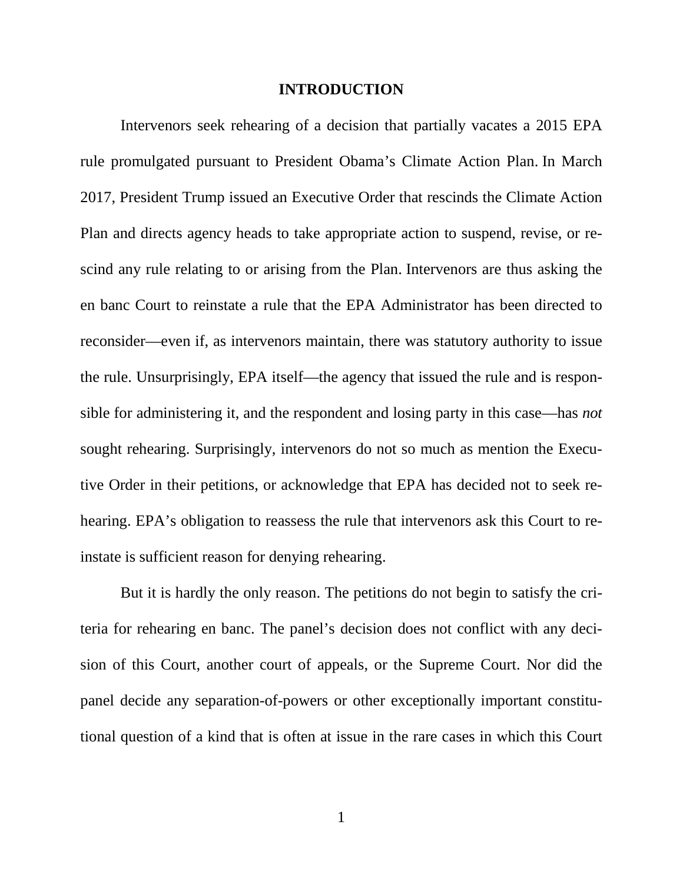## INTRODUCTION

Intervenors seek rehearing of a decision that partially vacates a 2015 EPA rule promulgated pursuant to President Obama's Climate Action Plan. In March 2017, President Trump issued an Executive Order that rescinds the Climate Action Plan and directs agency heads to take appropriate action to suspend, revise, or rescind any rule relating to or arising from the Plan. Intervenors are thus asking the en banc Court to reinstate a rule that the EPA Administrator has been directed to reconsider—even if, as intervenors maintain, there was statutory authority to issue the rule. Unsurprisingly, EPA itself—the agency that issued the rule and is responsible for administering it, and the respondent and losing party in this case—has *not* sought rehearing. Surprisingly, intervenors do not so much as mention the Executive Order in their petitions, or acknowledge that EPA has decided not to seek rehearing. EPA's obligation to reassess the rule that intervenors ask this Court to reinstate is sufficient reason for denying rehearing.

But it is hardly the only reason. The petitions do not begin to satisfy the criteria for rehearing en banc. The panel's decision does not conflict with any decision of this Court, another court of appeals, or the Supreme Court. Nor did the panel decide any separation-of-powers or other exceptionally important constitutional question of a kind that is often at issue in the rare cases in which this Court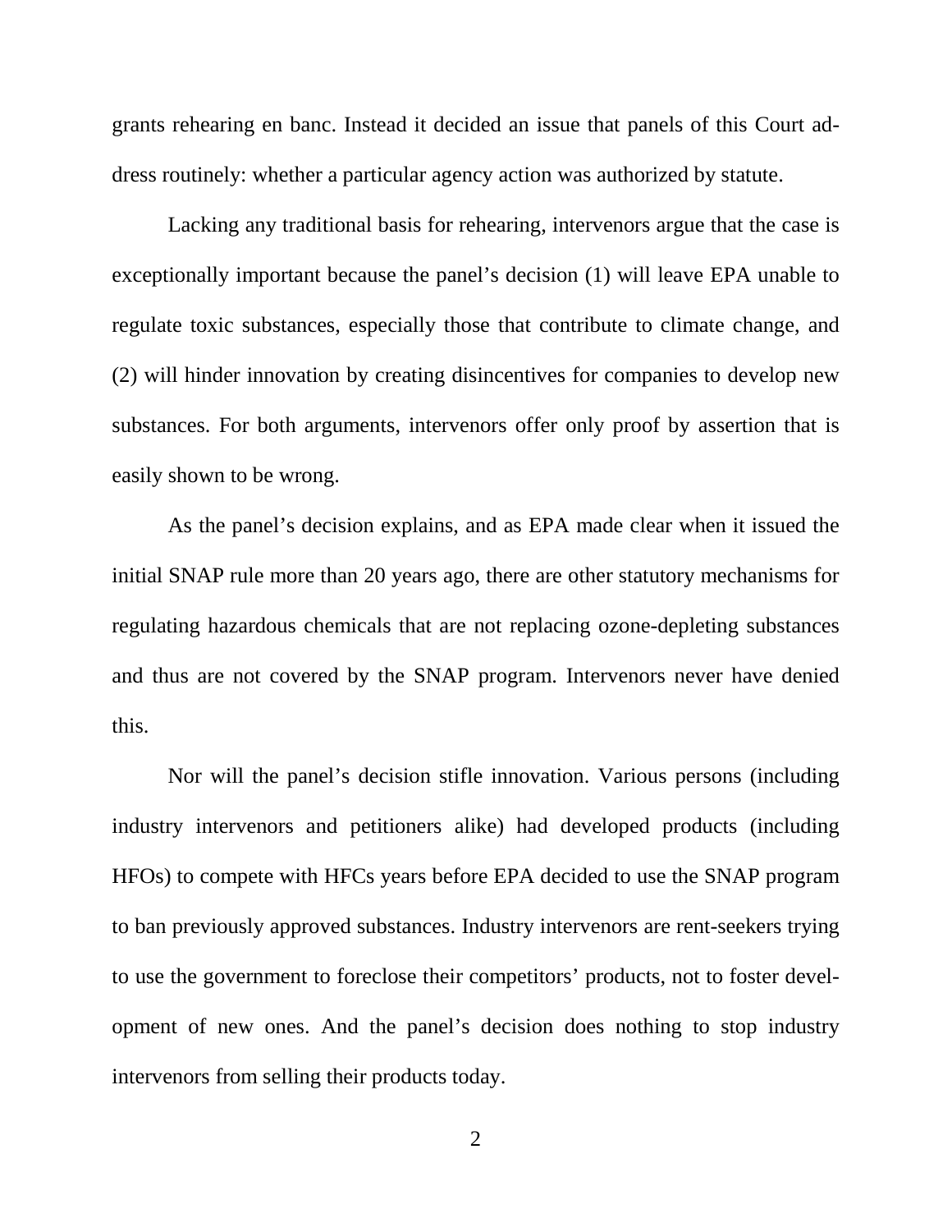grants rehearing en banc. Instead it decided an issue that panels of this Court address routinely: whether a particular agency action was authorized by statute.

Lacking any traditional basis for rehearing, intervenors argue that the case is exceptionally important because the panel's decision (1) will leave EPA unable to regulate toxic substances, especially those that contribute to climate change, and (2) will hinder innovation by creating disincentives for companies to develop new substances. For both arguments, intervenors offer only proof by assertion that is easily shown to be wrong.

As the panel's decision explains, and as EPA made clear when it issued the initial SNAP rule more than 20 years ago, there are other statutory mechanisms for regulating hazardous chemicals that are not replacing ozone-depleting substances and thus are not covered by the SNAP program. Intervenors never have denied this.

Nor will the panel's decision stifle innovation. Various persons (including industry intervenors and petitioners alike) had developed products (including HFOs) to compete with HFCs years before EPA decided to use the SNAP program to ban previously approved substances. Industry intervenors are rent-seekers trying to use the government to foreclose their competitors' products, not to foster development of new ones. And the panel's decision does nothing to stop industry intervenors from selling their products today.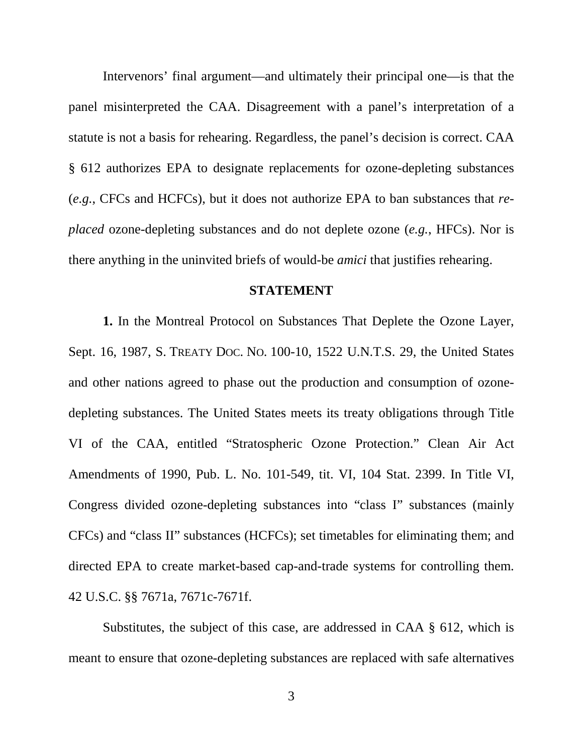Intervenors' final argument—and ultimately their principal one—is that the panel misinterpreted the CAA. Disagreement with a panel's interpretation of a statute is not a basis for rehearing. Regardless, the panel's decision is correct. CAA § 612 authorizes EPA to designate replacements for ozone-depleting substances (*e.g.*, CFCs and HCFCs), but it does not authorize EPA to ban substances that *replaced* ozone-depleting substances and do not deplete ozone (*e.g.*, HFCs). Nor is there anything in the uninvited briefs of would-be *amici* that justifies rehearing.

## STATEMENT

**1.** In the Montreal Protocol on Substances That Deplete the Ozone Layer, Sept. 16, 1987, S. TREATY DOC. NO. 100-10, 1522 U.N.T.S. 29, the United States and other nations agreed to phase out the production and consumption of ozone-depleting substances. The United States meets its treaty obligations through Title VI of the CAA, entitled "Stratospheric Ozone Protection." Clean Air Act Amendments of 1990, Pub. L. No. 101-549, tit. VI, 104 Stat. 2399. In Title VI, Congress divided ozone-depleting substances into "class I" substances (mainly CFCs) and "class II" substances (HCFCs); set timetables for eliminating them; and directed EPA to create market-based cap-and-trade systems for controlling them. 42 U.S.C. §§ 7671a, 7671c-7671f.

Substitutes, the subject of this case, are addressed in CAA § 612, which is meant to ensure that ozone-depleting substances are replaced with safe alternatives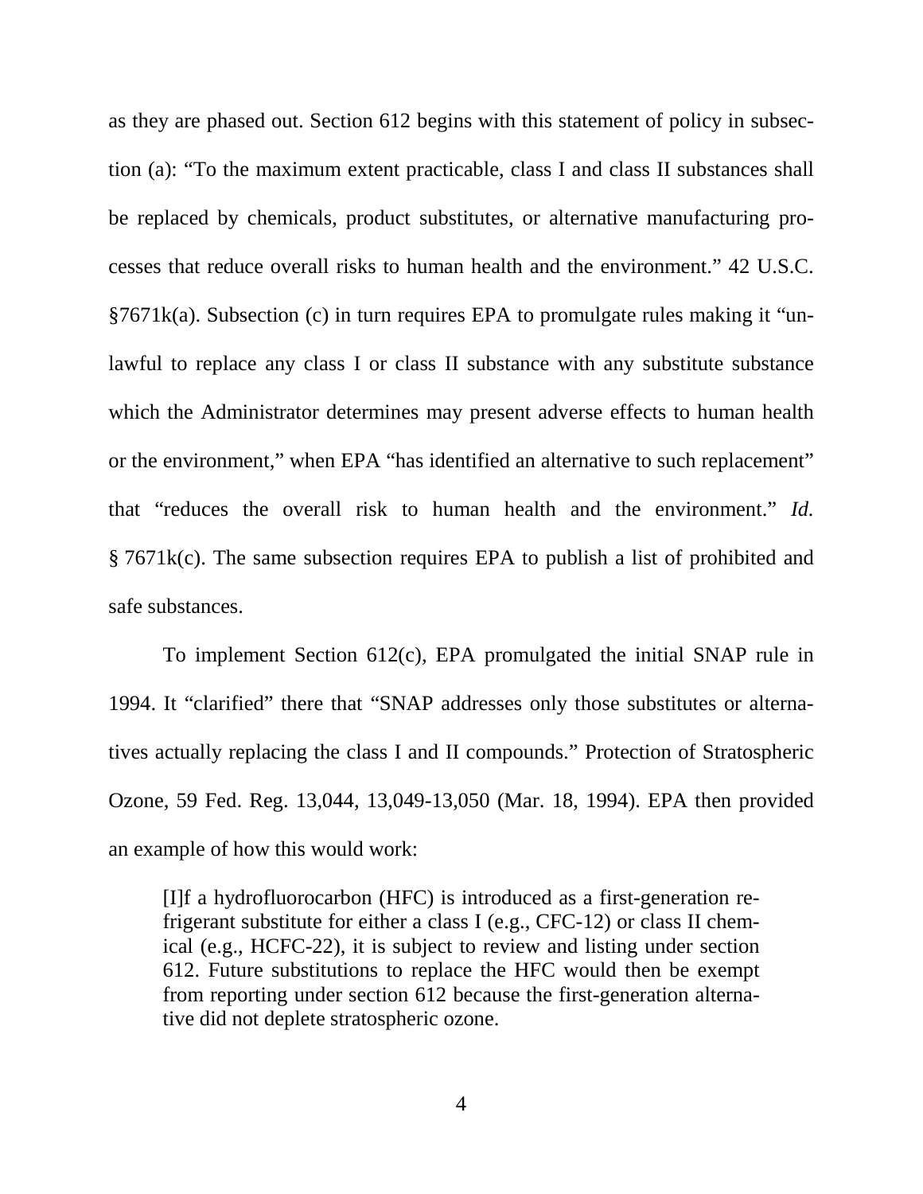as they are phased out. Section 612 begins with this statement of policy in subsection (a): "To the maximum extent practicable, class I and class II substances shall be replaced by chemicals, product substitutes, or alternative manufacturing processes that reduce overall risks to human health and the environment." 42 U.S.C. §7671k(a). Subsection (c) in turn requires EPA to promulgate rules making it "unlawful to replace any class I or class II substance with any substitute substance which the Administrator determines may present adverse effects to human health or the environment," when EPA "has identified an alternative to such replacement" that "reduces the overall risk to human health and the environment." *Id.* § 7671k(c). The same subsection requires EPA to publish a list of prohibited and safe substances.

To implement Section 612(c), EPA promulgated the initial SNAP rule in 1994. It "clarified" there that "SNAP addresses only those substitutes or alternatives actually replacing the class I and II compounds." Protection of Stratospheric Ozone, 59 Fed. Reg. 13,044, 13,049-13,050 (Mar. 18, 1994). EPA then provided an example of how this would work:

> [I]f a hydrofluorocarbon (HFC) is introduced as a first-generation refrigerant substitute for either a class I (e.g., CFC-12) or class II chemical (e.g., HCFC-22), it is subject to review and listing under section 612. Future substitutions to replace the HFC would then be exempt from reporting under section 612 because the first-generation alternative did not deplete stratospheric ozone.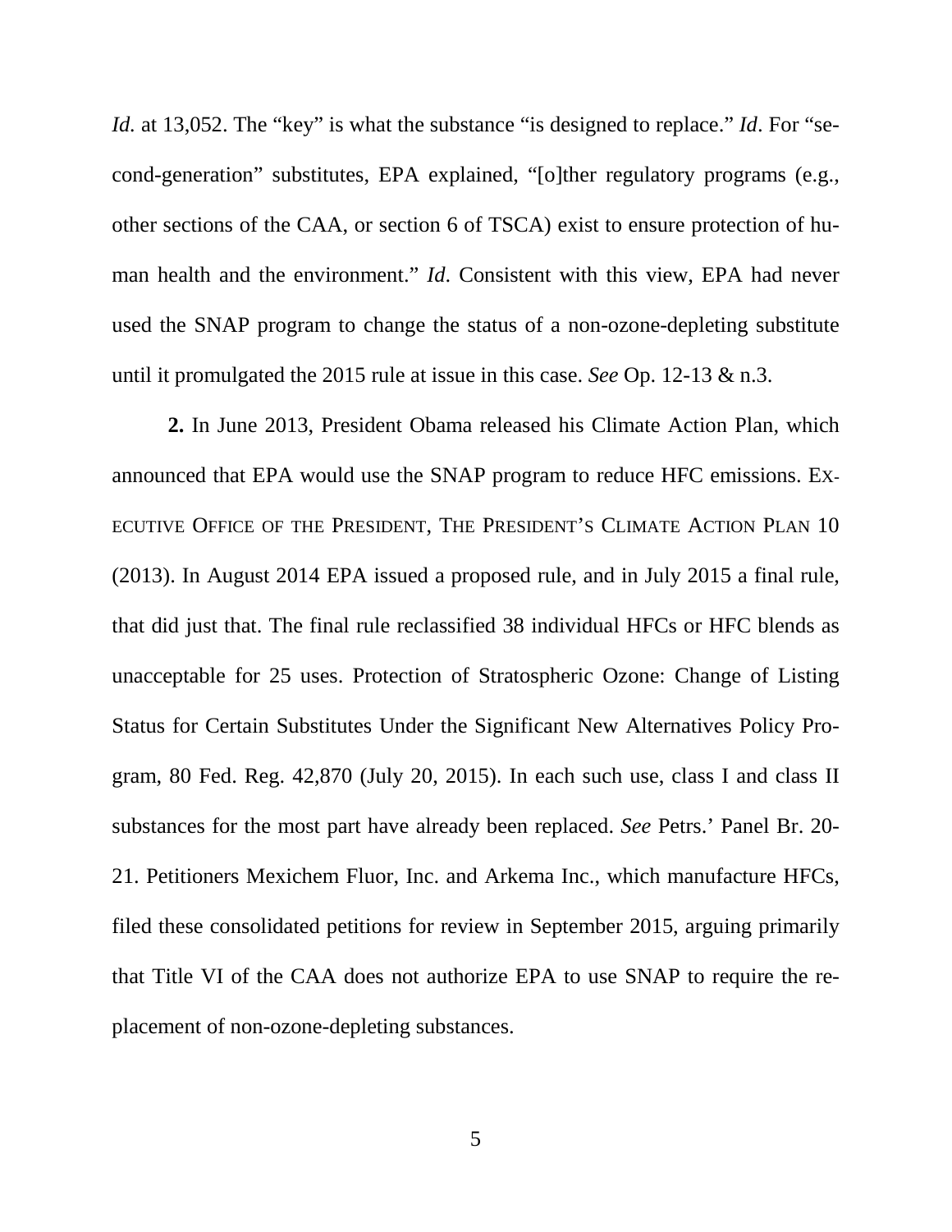*Id.* at 13,052. The "key" is what the substance "is designed to replace." *Id*. For "second-generation" substitutes, EPA explained, "[o]ther regulatory programs (e.g., other sections of the CAA, or section 6 of TSCA) exist to ensure protection of human health and the environment." *Id*. Consistent with this view, EPA had never used the SNAP program to change the status of a non-ozone-depleting substitute until it promulgated the 2015 rule at issue in this case. *See* Op. 12-13 & n.3.

**2.** In June 2013, President Obama released his Climate Action Plan, which announced that EPA would use the SNAP program to reduce HFC emissions. EXECUTIVE OFFICE OF THE PRESIDENT, THE PRESIDENT'S CLIMATE ACTION PLAN 10 (2013). In August 2014 EPA issued a proposed rule, and in July 2015 a final rule, that did just that. The final rule reclassified 38 individual HFCs or HFC blends as unacceptable for 25 uses. Protection of Stratospheric Ozone: Change of Listing Status for Certain Substitutes Under the Significant New Alternatives Policy Program, 80 Fed. Reg. 42,870 (July 20, 2015). In each such use, class I and class II substances for the most part have already been replaced. *See* Petrs.' Panel Br. 20-21. Petitioners Mexichem Fluor, Inc. and Arkema Inc., which manufacture HFCs, filed these consolidated petitions for review in September 2015, arguing primarily that Title VI of the CAA does not authorize EPA to use SNAP to require the replacement of non-ozone-depleting substances.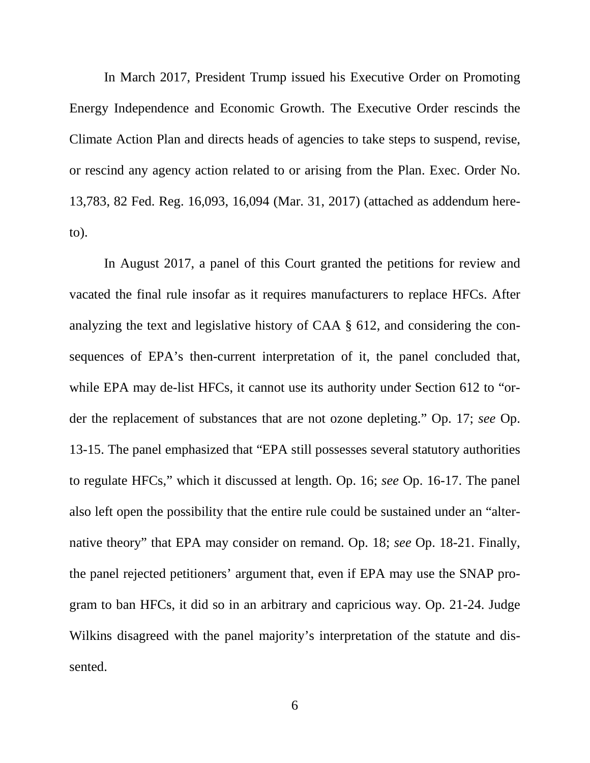In March 2017, President Trump issued his Executive Order on Promoting Energy Independence and Economic Growth. The Executive Order rescinds the Climate Action Plan and directs heads of agencies to take steps to suspend, revise, or rescind any agency action related to or arising from the Plan. Exec. Order No. 13,783, 82 Fed. Reg. 16,093, 16,094 (Mar. 31, 2017) (attached as addendum hereto).

In August 2017, a panel of this Court granted the petitions for review and vacated the final rule insofar as it requires manufacturers to replace HFCs. After analyzing the text and legislative history of CAA § 612, and considering the consequences of EPA's then-current interpretation of it, the panel concluded that, while EPA may de-list HFCs, it cannot use its authority under Section 612 to "order the replacement of substances that are not ozone depleting." Op. 17; *see* Op. 13-15. The panel emphasized that "EPA still possesses several statutory authorities to regulate HFCs," which it discussed at length. Op. 16; *see* Op. 16-17. The panel also left open the possibility that the entire rule could be sustained under an "alternative theory" that EPA may consider on remand. Op. 18; *see* Op. 18-21. Finally, the panel rejected petitioners' argument that, even if EPA may use the SNAP program to ban HFCs, it did so in an arbitrary and capricious way. Op. 21-24. Judge Wilkins disagreed with the panel majority's interpretation of the statute and dissented.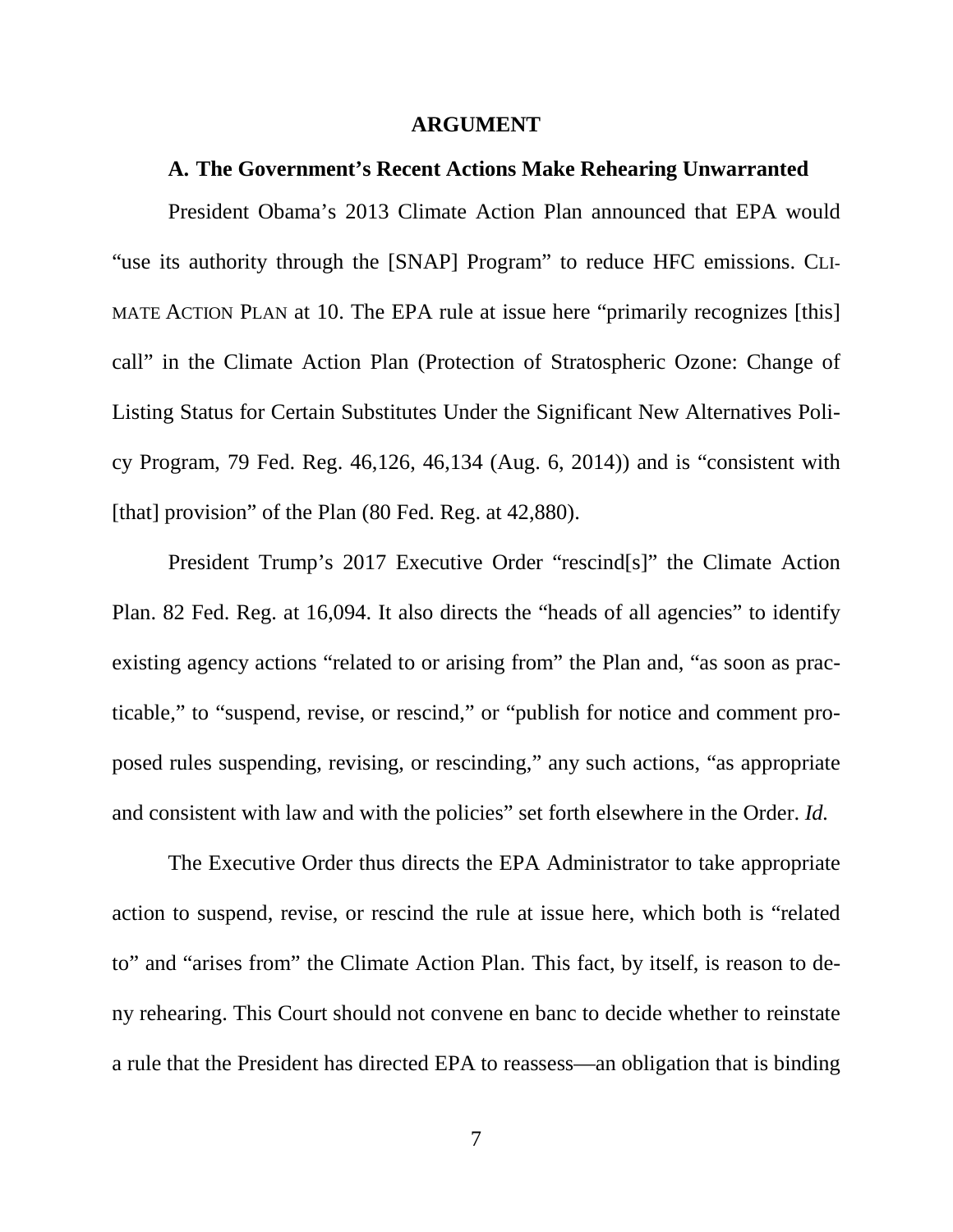## ARGUMENT

### A. The Government's Recent Actions Make Rehearing Unwarranted

President Obama's 2013 Climate Action Plan announced that EPA would "use its authority through the [SNAP] Program" to reduce HFC emissions. CLIMATE ACTION PLAN at 10. The EPA rule at issue here "primarily recognizes [this] call" in the Climate Action Plan (Protection of Stratospheric Ozone: Change of Listing Status for Certain Substitutes Under the Significant New Alternatives Policy Program, 79 Fed. Reg. 46,126, 46,134 (Aug. 6, 2014)) and is "consistent with [that] provision" of the Plan (80 Fed. Reg. at 42,880).

President Trump's 2017 Executive Order "rescind[s]" the Climate Action Plan. 82 Fed. Reg. at 16,094. It also directs the "heads of all agencies" to identify existing agency actions "related to or arising from" the Plan and, "as soon as practicable," to "suspend, revise, or rescind," or "publish for notice and comment proposed rules suspending, revising, or rescinding," any such actions, "as appropriate and consistent with law and with the policies" set forth elsewhere in the Order. *Id.*

The Executive Order thus directs the EPA Administrator to take appropriate action to suspend, revise, or rescind the rule at issue here, which both is "related to" and "arises from" the Climate Action Plan. This fact, by itself, is reason to deny rehearing. This Court should not convene en banc to decide whether to reinstate a rule that the President has directed EPA to reassess—an obligation that is binding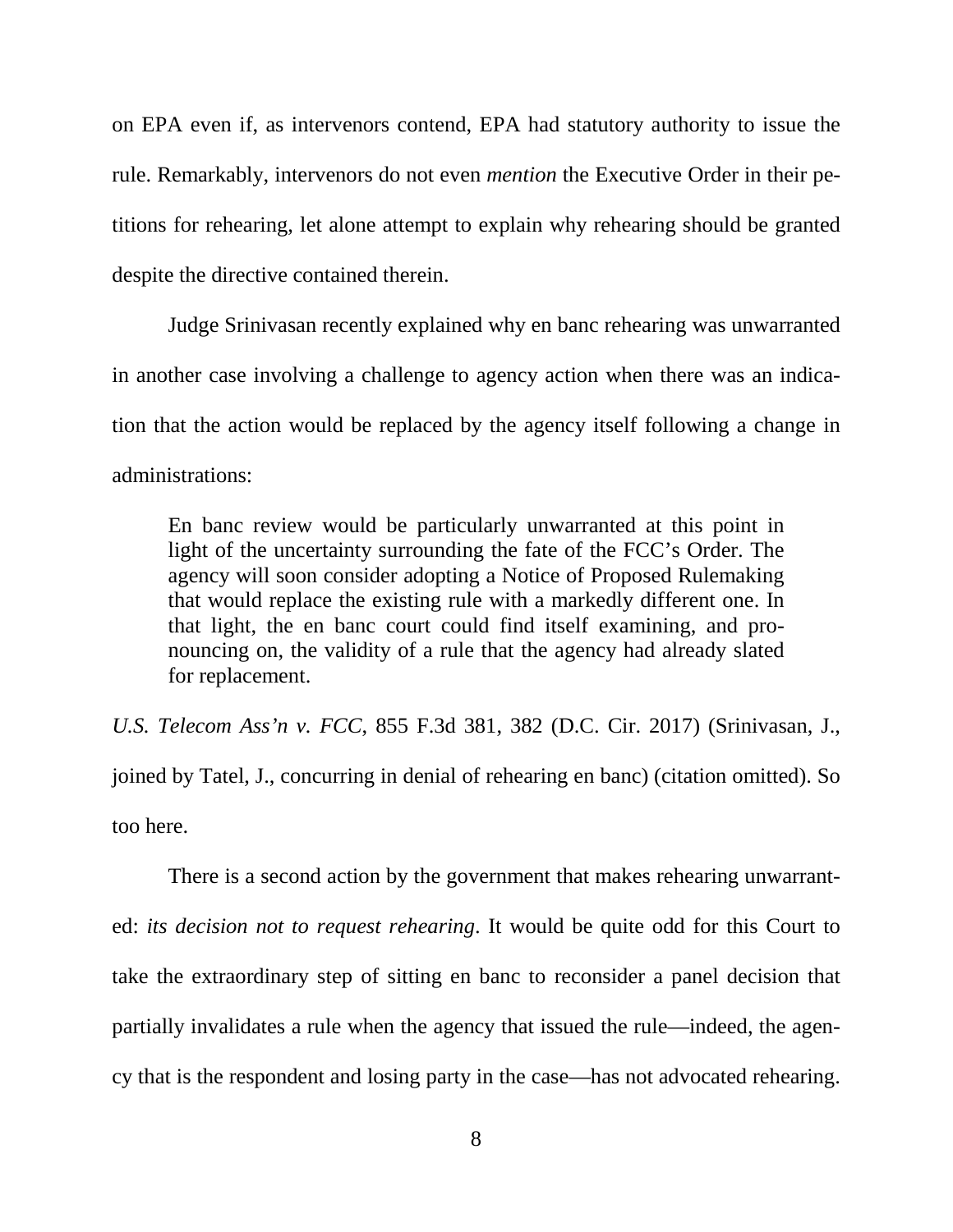on EPA even if, as intervenors contend, EPA had statutory authority to issue the rule. Remarkably, intervenors do not even *mention* the Executive Order in their petitions for rehearing, let alone attempt to explain why rehearing should be granted despite the directive contained therein.

Judge Srinivasan recently explained why en banc rehearing was unwarranted in another case involving a challenge to agency action when there was an indication that the action would be replaced by the agency itself following a change in administrations:

> En banc review would be particularly unwarranted at this point in light of the uncertainty surrounding the fate of the FCC's Order. The agency will soon consider adopting a Notice of Proposed Rulemaking that would replace the existing rule with a markedly different one. In that light, the en banc court could find itself examining, and pronouncing on, the validity of a rule that the agency had already slated for replacement.

*U.S. Telecom Ass'n v. FCC*, 855 F.3d 381, 382 (D.C. Cir. 2017) (Srinivasan, J., joined by Tatel, J., concurring in denial of rehearing en banc) (citation omitted). So too here.

There is a second action by the government that makes rehearing unwarranted: *its decision not to request rehearing*. It would be quite odd for this Court to take the extraordinary step of sitting en banc to reconsider a panel decision that partially invalidates a rule when the agency that issued the rule—indeed, the agency that is the respondent and losing party in the case—has not advocated rehearing.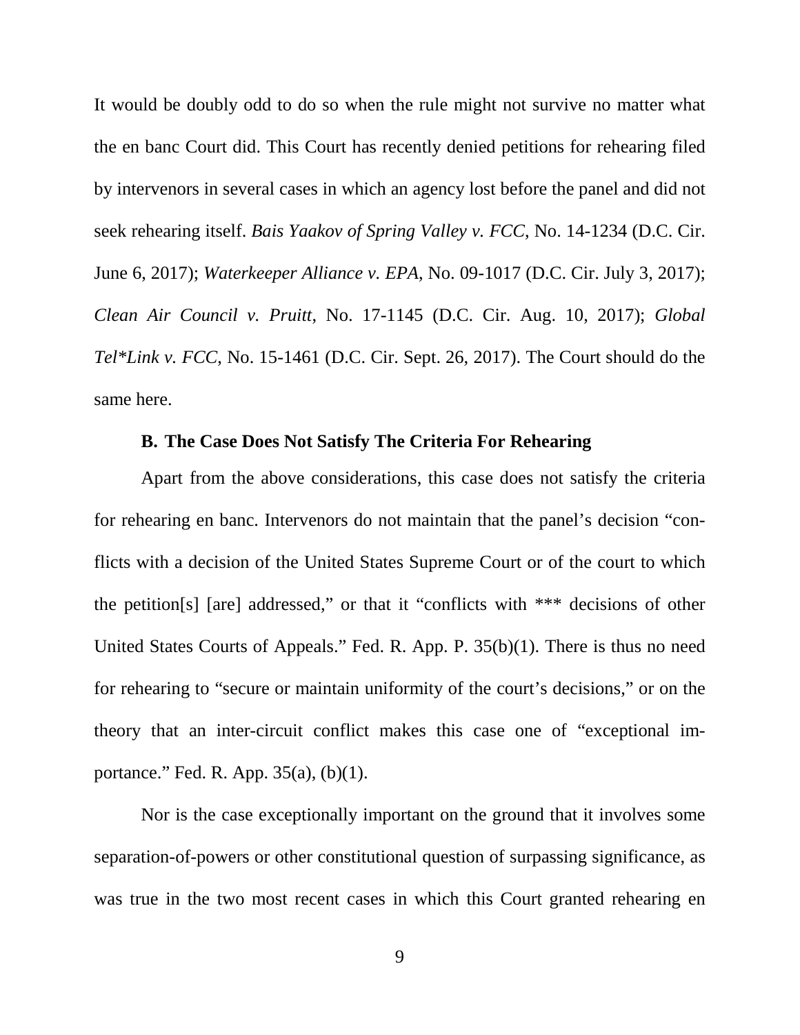It would be doubly odd to do so when the rule might not survive no matter what the en banc Court did. This Court has recently denied petitions for rehearing filed by intervenors in several cases in which an agency lost before the panel and did not seek rehearing itself. *Bais Yaakov of Spring Valley v. FCC*, No. 14-1234 (D.C. Cir. June 6, 2017); *Waterkeeper Alliance v. EPA*, No. 09-1017 (D.C. Cir. July 3, 2017); *Clean Air Council v. Pruitt*, No. 17-1145 (D.C. Cir. Aug. 10, 2017); *Global Tel*Link v. FCC*, No. 15-1461 (D.C. Cir. Sept. 26, 2017). The Court should do the same here.

### B. The Case Does Not Satisfy The Criteria For Rehearing

Apart from the above considerations, this case does not satisfy the criteria for rehearing en banc. Intervenors do not maintain that the panel's decision "conflicts with a decision of the United States Supreme Court or of the court to which the petition[s] [are] addressed," or that it "conflicts with *** decisions of other United States Courts of Appeals." Fed. R. App. P. 35(b)(1). There is thus no need for rehearing to "secure or maintain uniformity of the court's decisions," or on the theory that an inter-circuit conflict makes this case one of "exceptional importance." Fed. R. App. 35(a), (b)(1).

Nor is the case exceptionally important on the ground that it involves some separation-of-powers or other constitutional question of surpassing significance, as was true in the two most recent cases in which this Court granted rehearing en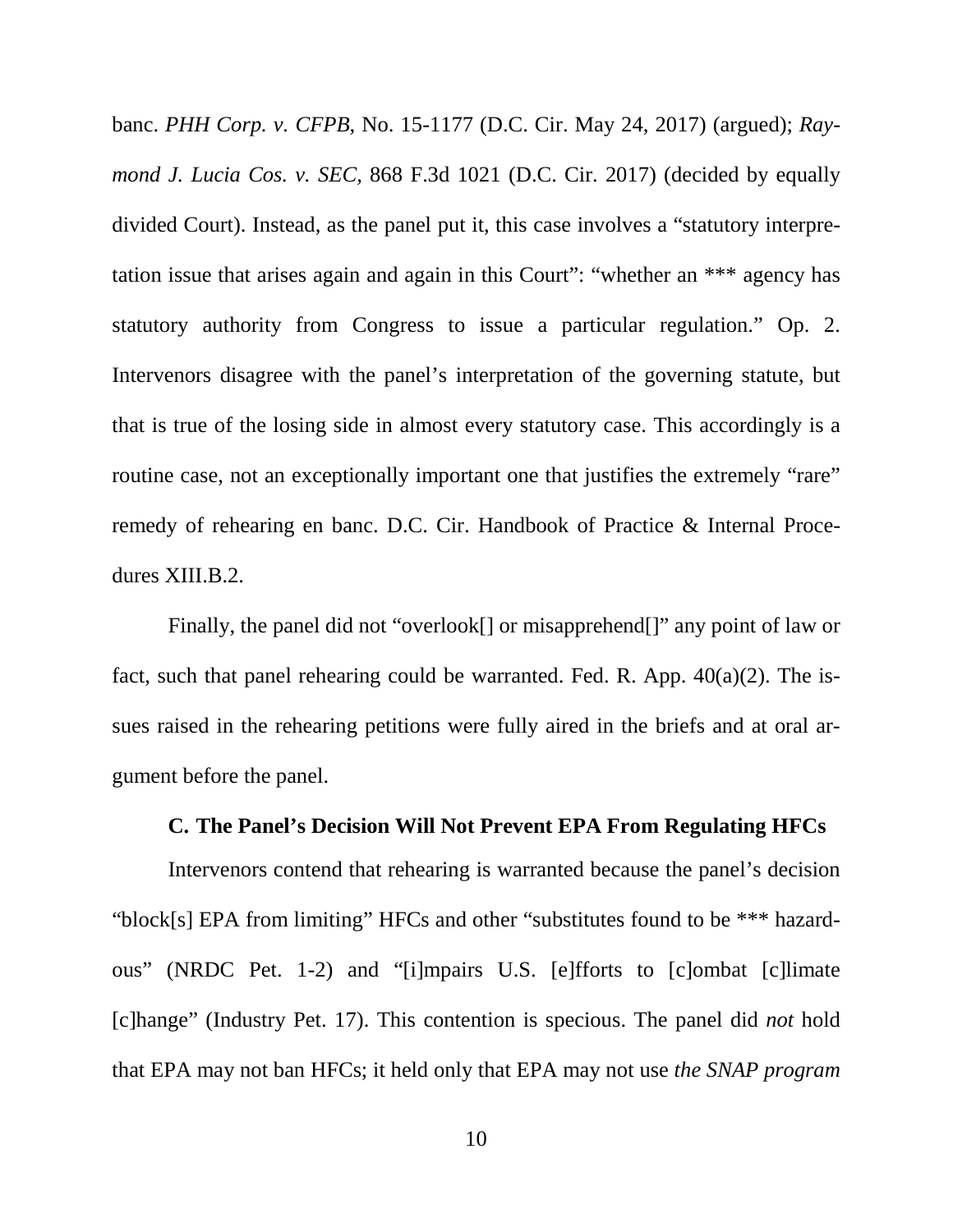banc. *PHH Corp. v. CFPB*, No. 15-1177 (D.C. Cir. May 24, 2017) (argued); *Raymond J. Lucia Cos. v. SEC*, 868 F.3d 1021 (D.C. Cir. 2017) (decided by equally divided Court). Instead, as the panel put it, this case involves a "statutory interpretation issue that arises again and again in this Court": "whether an *** agency has statutory authority from Congress to issue a particular regulation." Op. 2. Intervenors disagree with the panel's interpretation of the governing statute, but that is true of the losing side in almost every statutory case. This accordingly is a routine case, not an exceptionally important one that justifies the extremely "rare" remedy of rehearing en banc. D.C. Cir. Handbook of Practice & Internal Procedures XIII.B.2.

Finally, the panel did not "overlook[] or misapprehend[]" any point of law or fact, such that panel rehearing could be warranted. Fed. R. App. 40(a)(2). The issues raised in the rehearing petitions were fully aired in the briefs and at oral argument before the panel.

### C. The Panel's Decision Will Not Prevent EPA From Regulating HFCs

Intervenors contend that rehearing is warranted because the panel's decision "block[s] EPA from limiting" HFCs and other "substitutes found to be *** hazardous" (NRDC Pet. 1-2) and "[i]mpairs U.S. [e]fforts to [c]ombat [c]limate [c]hange" (Industry Pet. 17). This contention is specious. The panel did *not* hold that EPA may not ban HFCs; it held only that EPA may not use *the SNAP program*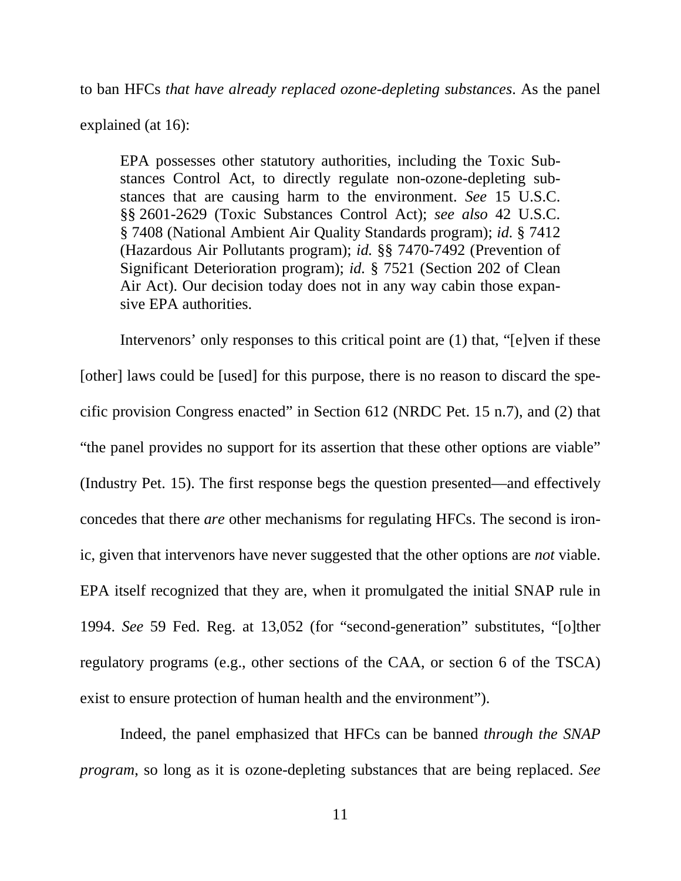to ban HFCs *that have already replaced ozone-depleting substances*. As the panel explained (at 16):

> EPA possesses other statutory authorities, including the Toxic Substances Control Act, to directly regulate non-ozone-depleting substances that are causing harm to the environment. *See* 15 U.S.C. §§ 2601-2629 (Toxic Substances Control Act); *see also* 42 U.S.C. § 7408 (National Ambient Air Quality Standards program); *id.* § 7412 (Hazardous Air Pollutants program); *id.* §§ 7470-7492 (Prevention of Significant Deterioration program); *id.* § 7521 (Section 202 of Clean Air Act). Our decision today does not in any way cabin those expansive EPA authorities.

Intervenors' only responses to this critical point are (1) that, "[e]ven if these [other] laws could be [used] for this purpose, there is no reason to discard the specific provision Congress enacted" in Section 612 (NRDC Pet. 15 n.7), and (2) that "the panel provides no support for its assertion that these other options are viable" (Industry Pet. 15). The first response begs the question presented—and effectively concedes that there *are* other mechanisms for regulating HFCs. The second is ironic, given that intervenors have never suggested that the other options are *not* viable. EPA itself recognized that they are, when it promulgated the initial SNAP rule in 1994. *See* 59 Fed. Reg. at 13,052 (for "second-generation" substitutes, "[o]ther regulatory programs (e.g., other sections of the CAA, or section 6 of the TSCA) exist to ensure protection of human health and the environment").

Indeed, the panel emphasized that HFCs can be banned *through the SNAP program*, so long as it is ozone-depleting substances that are being replaced. *See*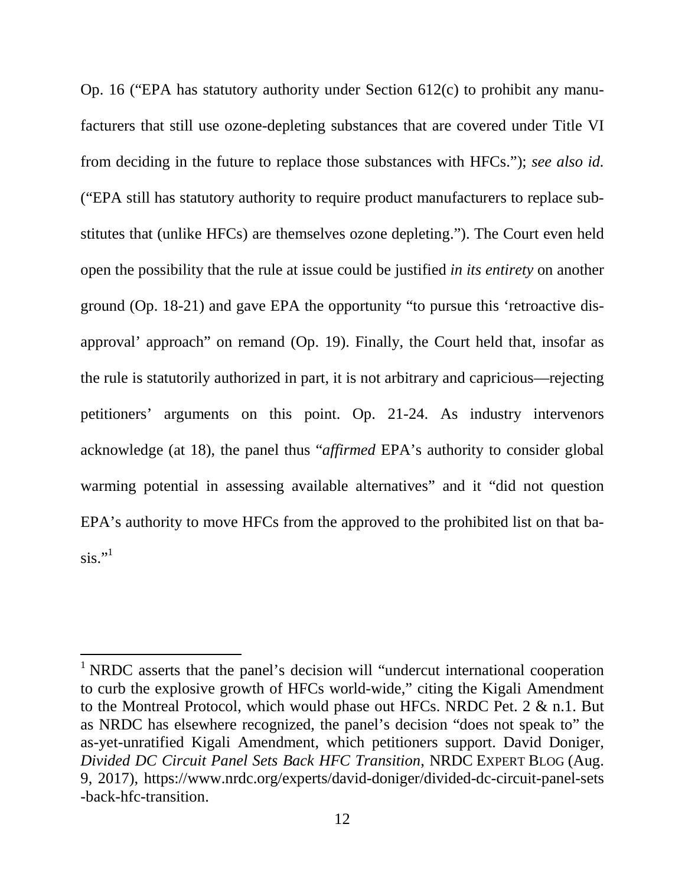Op. 16 ("EPA has statutory authority under Section 612(c) to prohibit any manufacturers that still use ozone-depleting substances that are covered under Title VI from deciding in the future to replace those substances with HFCs."); *see also id.* ("EPA still has statutory authority to require product manufacturers to replace substitutes that (unlike HFCs) are themselves ozone depleting."). The Court even held open the possibility that the rule at issue could be justified *in its entirety* on another ground (Op. 18-21) and gave EPA the opportunity "to pursue this 'retroactive disapproval' approach" on remand (Op. 19). Finally, the Court held that, insofar as the rule is statutorily authorized in part, it is not arbitrary and capricious—rejecting petitioners' arguments on this point. Op. 21-24. As industry intervenors acknowledge (at 18), the panel thus "*affirmed* EPA's authority to consider global warming potential in assessing available alternatives" and it "did not question EPA's authority to move HFCs from the approved to the prohibited list on that basis."[1]

---

[1] NRDC asserts that the panel's decision will "undercut international cooperation to curb the explosive growth of HFCs world-wide," citing the Kigali Amendment to the Montreal Protocol, which would phase out HFCs. NRDC Pet. 2 & n.1. But as NRDC has elsewhere recognized, the panel's decision "does not speak to" the as-yet-unratified Kigali Amendment, which petitioners support. David Doniger, *Divided DC Circuit Panel Sets Back HFC Transition*, NRDC EXPERT BLOG (Aug. 9, 2017), https://www.nrdc.org/experts/david-doniger/divided-dc-circuit-panel-sets-back-hfc-transition.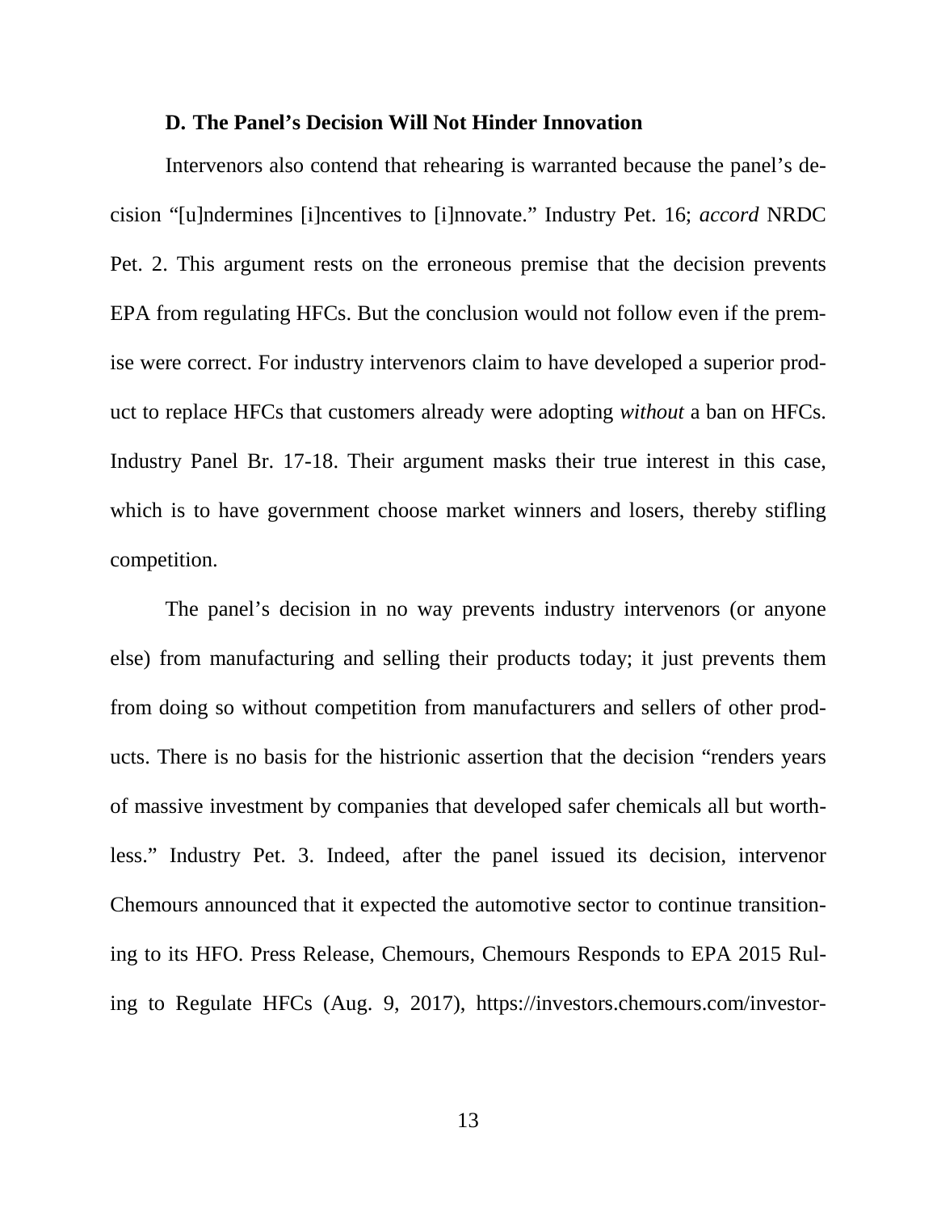### D. The Panel's Decision Will Not Hinder Innovation

Intervenors also contend that rehearing is warranted because the panel's decision "[u]ndermines [i]ncentives to [i]nnovate." Industry Pet. 16; *accord* NRDC Pet. 2. This argument rests on the erroneous premise that the decision prevents EPA from regulating HFCs. But the conclusion would not follow even if the premise were correct. For industry intervenors claim to have developed a superior product to replace HFCs that customers already were adopting *without* a ban on HFCs. Industry Panel Br. 17-18. Their argument masks their true interest in this case, which is to have government choose market winners and losers, thereby stifling competition.

The panel's decision in no way prevents industry intervenors (or anyone else) from manufacturing and selling their products today; it just prevents them from doing so without competition from manufacturers and sellers of other products. There is no basis for the histrionic assertion that the decision "renders years of massive investment by companies that developed safer chemicals all but worthless." Industry Pet. 3. Indeed, after the panel issued its decision, intervenor Chemours announced that it expected the automotive sector to continue transitioning to its HFO. Press Release, Chemours, Chemours Responds to EPA 2015 Ruling to Regulate HFCs (Aug. 9, 2017), https://investors.chemours.com/investor-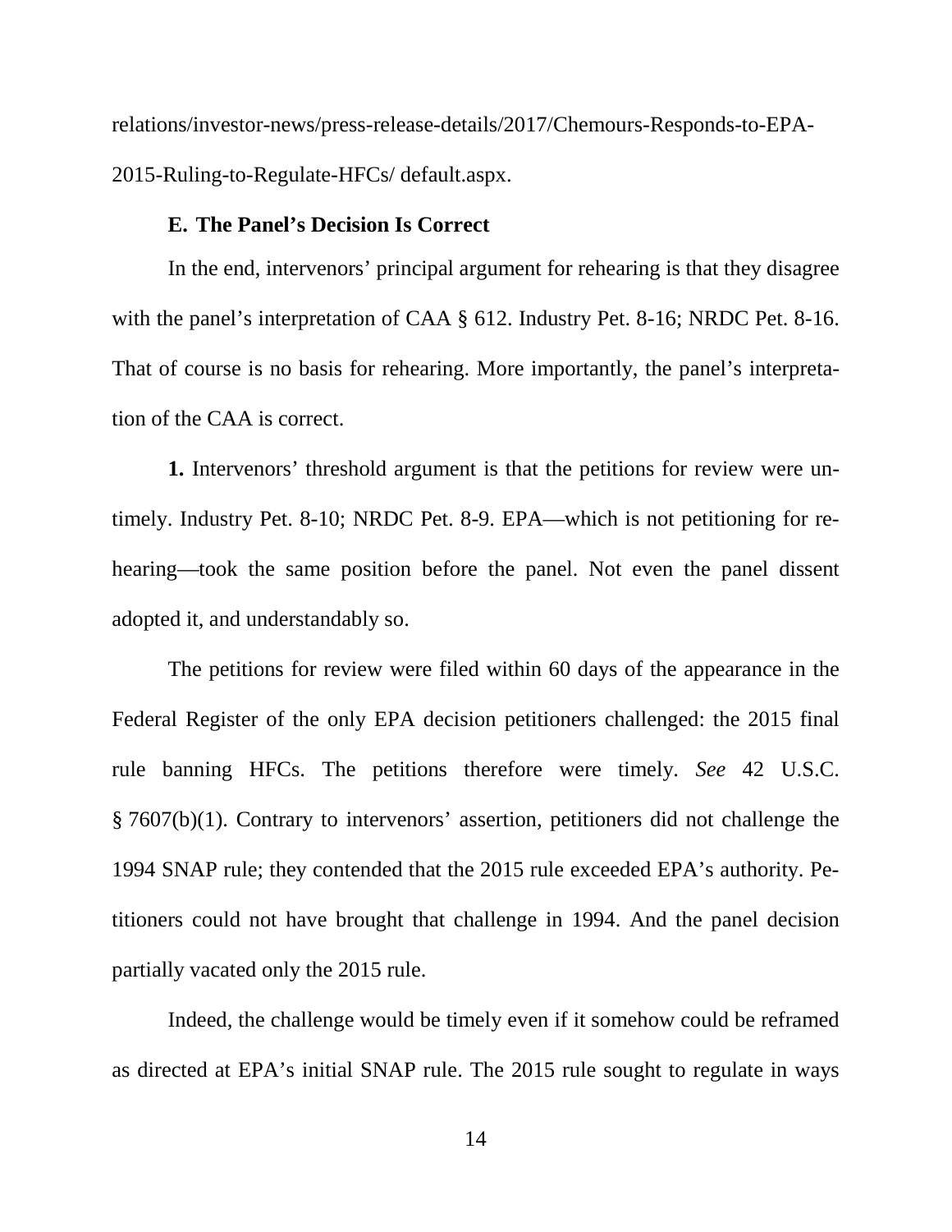relations/investor-news/press-release-details/2017/Chemours-Responds-to-EPA-2015-Ruling-to-Regulate-HFCs/ default.aspx.

### E. The Panel's Decision Is Correct

In the end, intervenors' principal argument for rehearing is that they disagree with the panel's interpretation of CAA § 612. Industry Pet. 8-16; NRDC Pet. 8-16. That of course is no basis for rehearing. More importantly, the panel's interpretation of the CAA is correct.

**1.** Intervenors' threshold argument is that the petitions for review were untimely. Industry Pet. 8-10; NRDC Pet. 8-9. EPA—which is not petitioning for rehearing—took the same position before the panel. Not even the panel dissent adopted it, and understandably so.

The petitions for review were filed within 60 days of the appearance in the Federal Register of the only EPA decision petitioners challenged: the 2015 final rule banning HFCs. The petitions therefore were timely. *See* 42 U.S.C. § 7607(b)(1). Contrary to intervenors' assertion, petitioners did not challenge the 1994 SNAP rule; they contended that the 2015 rule exceeded EPA's authority. Petitioners could not have brought that challenge in 1994. And the panel decision partially vacated only the 2015 rule.

Indeed, the challenge would be timely even if it somehow could be reframed as directed at EPA's initial SNAP rule. The 2015 rule sought to regulate in ways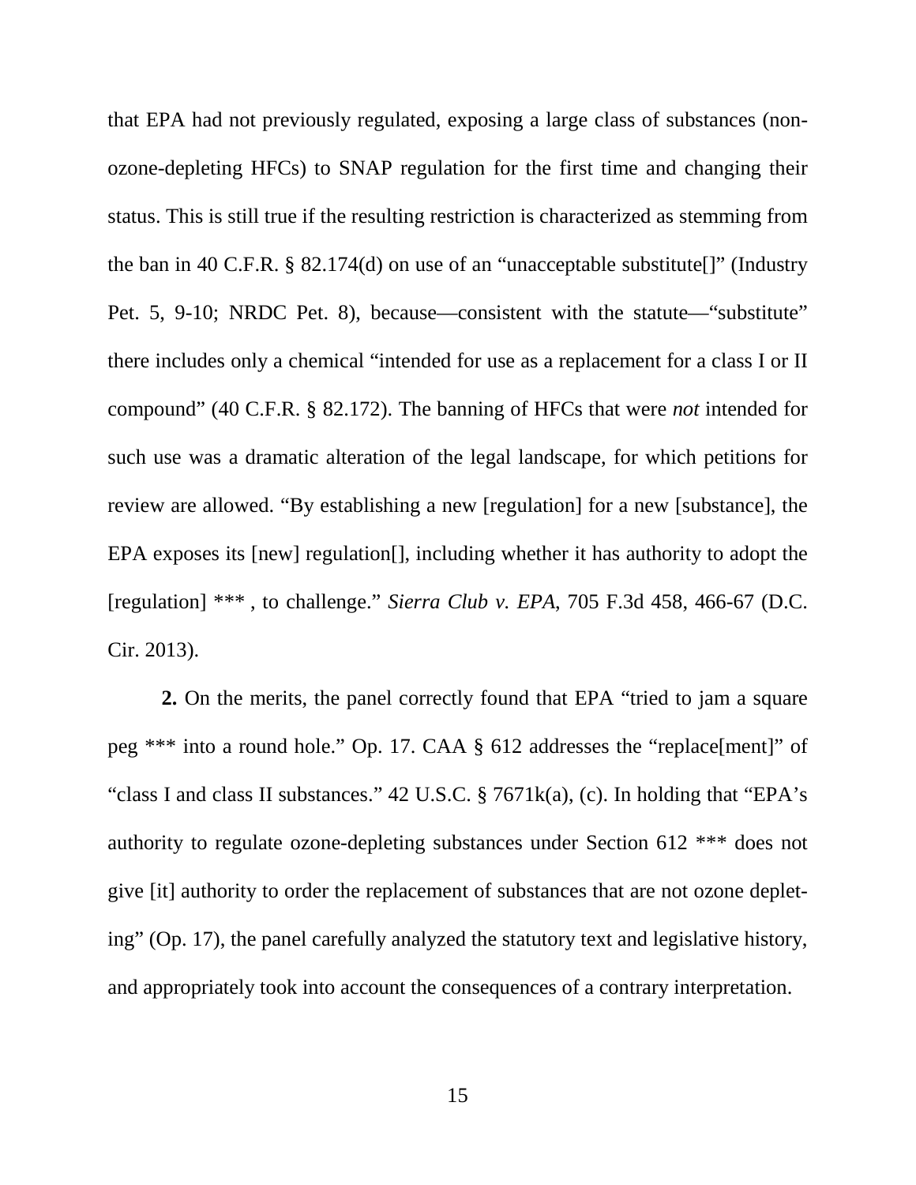that EPA had not previously regulated, exposing a large class of substances (non-ozone-depleting HFCs) to SNAP regulation for the first time and changing their status. This is still true if the resulting restriction is characterized as stemming from the ban in 40 C.F.R. § 82.174(d) on use of an "unacceptable substitute[]" (Industry Pet. 5, 9-10; NRDC Pet. 8), because—consistent with the statute—"substitute" there includes only a chemical "intended for use as a replacement for a class I or II compound" (40 C.F.R. § 82.172). The banning of HFCs that were *not* intended for such use was a dramatic alteration of the legal landscape, for which petitions for review are allowed. "By establishing a new [regulation] for a new [substance], the EPA exposes its [new] regulation[], including whether it has authority to adopt the [regulation] *** , to challenge." *Sierra Club v. EPA*, 705 F.3d 458, 466-67 (D.C. Cir. 2013).

**2.** On the merits, the panel correctly found that EPA "tried to jam a square peg *** into a round hole." Op. 17. CAA § 612 addresses the "replace[ment]" of "class I and class II substances." 42 U.S.C. § 7671k(a), (c). In holding that "EPA's authority to regulate ozone-depleting substances under Section 612 *** does not give [it] authority to order the replacement of substances that are not ozone depleting" (Op. 17), the panel carefully analyzed the statutory text and legislative history, and appropriately took into account the consequences of a contrary interpretation.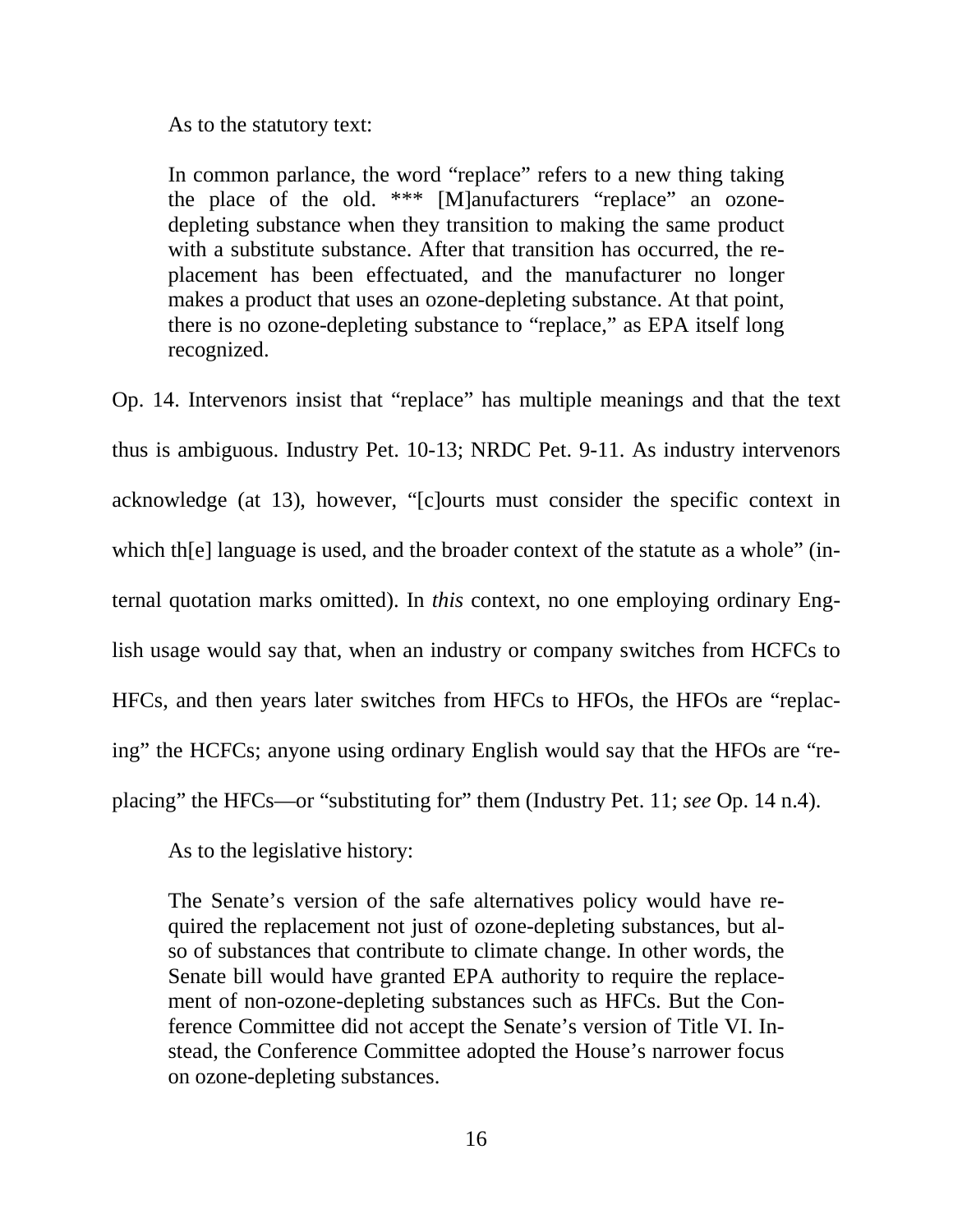As to the statutory text:

> In common parlance, the word "replace" refers to a new thing taking the place of the old. *** [M]anufacturers "replace" an ozone-depleting substance when they transition to making the same product with a substitute substance. After that transition has occurred, the replacement has been effectuated, and the manufacturer no longer makes a product that uses an ozone-depleting substance. At that point, there is no ozone-depleting substance to "replace," as EPA itself long recognized.

Op. 14. Intervenors insist that "replace" has multiple meanings and that the text thus is ambiguous. Industry Pet. 10-13; NRDC Pet. 9-11. As industry intervenors acknowledge (at 13), however, "[c]ourts must consider the specific context in which th[e] language is used, and the broader context of the statute as a whole" (internal quotation marks omitted). In *this* context, no one employing ordinary English usage would say that, when an industry or company switches from HCFCs to HFCs, and then years later switches from HFCs to HFOs, the HFOs are "replacing" the HCFCs; anyone using ordinary English would say that the HFOs are "replacing" the HFCs—or "substituting for" them (Industry Pet. 11; *see* Op. 14 n.4).

As to the legislative history:

> The Senate's version of the safe alternatives policy would have required the replacement not just of ozone-depleting substances, but also of substances that contribute to climate change. In other words, the Senate bill would have granted EPA authority to require the replacement of non-ozone-depleting substances such as HFCs. But the Conference Committee did not accept the Senate's version of Title VI. Instead, the Conference Committee adopted the House's narrower focus on ozone-depleting substances.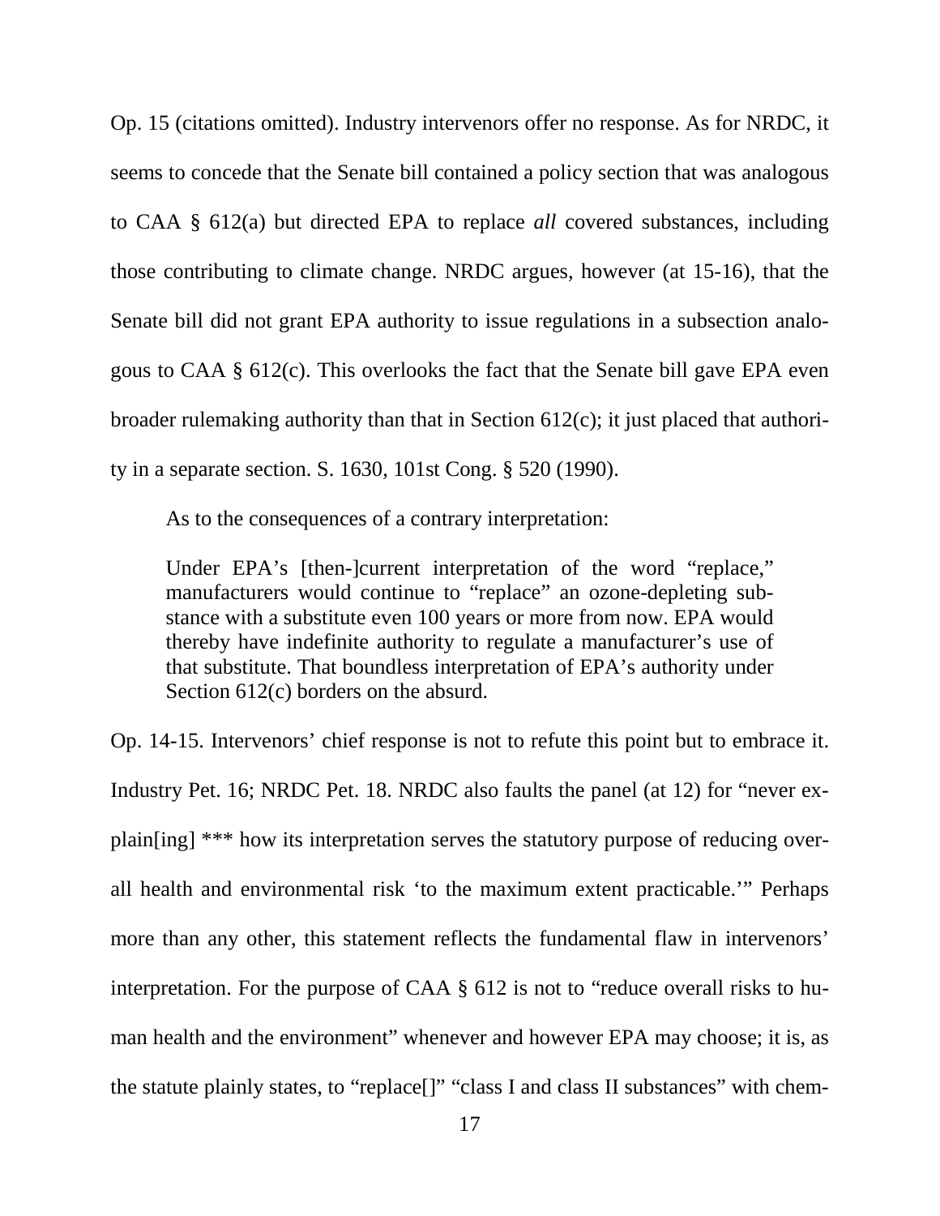Op. 15 (citations omitted). Industry intervenors offer no response. As for NRDC, it seems to concede that the Senate bill contained a policy section that was analogous to CAA § 612(a) but directed EPA to replace *all* covered substances, including those contributing to climate change. NRDC argues, however (at 15-16), that the Senate bill did not grant EPA authority to issue regulations in a subsection analogous to CAA § 612(c). This overlooks the fact that the Senate bill gave EPA even broader rulemaking authority than that in Section 612(c); it just placed that authority in a separate section. S. 1630, 101st Cong. § 520 (1990).

As to the consequences of a contrary interpretation:

> Under EPA's [then-]current interpretation of the word "replace," manufacturers would continue to "replace" an ozone-depleting substance with a substitute even 100 years or more from now. EPA would thereby have indefinite authority to regulate a manufacturer's use of that substitute. That boundless interpretation of EPA's authority under Section 612(c) borders on the absurd.

Op. 14-15. Intervenors' chief response is not to refute this point but to embrace it. Industry Pet. 16; NRDC Pet. 18. NRDC also faults the panel (at 12) for "never explain[ing] *** how its interpretation serves the statutory purpose of reducing overall health and environmental risk 'to the maximum extent practicable.'" Perhaps more than any other, this statement reflects the fundamental flaw in intervenors' interpretation. For the purpose of CAA § 612 is not to "reduce overall risks to human health and the environment" whenever and however EPA may choose; it is, as the statute plainly states, to "replace[]" "class I and class II substances" with chem-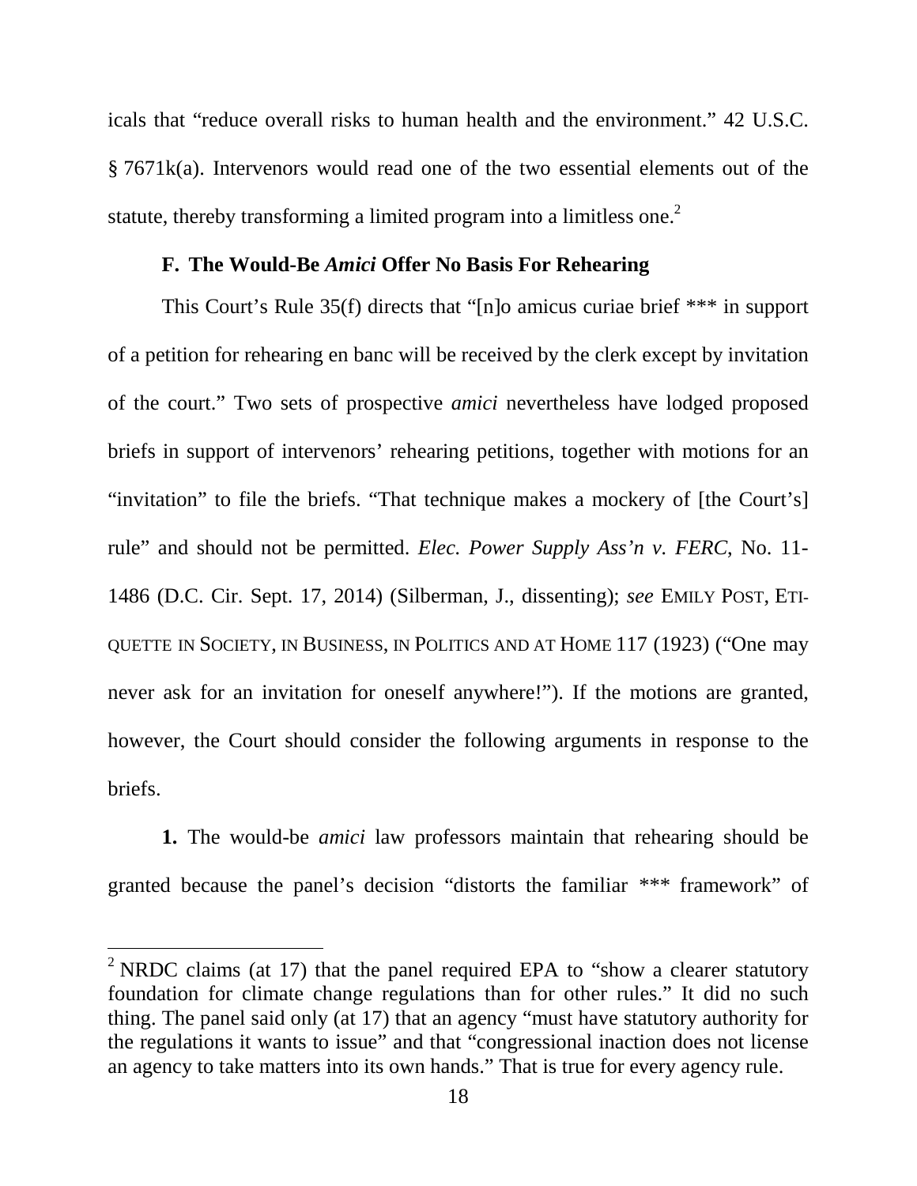icals that "reduce overall risks to human health and the environment." 42 U.S.C. § 7671k(a). Intervenors would read one of the two essential elements out of the statute, thereby transforming a limited program into a limitless one.[2]

### F. The Would-Be *Amici* Offer No Basis For Rehearing

This Court's Rule 35(f) directs that "[n]o amicus curiae brief *** in support of a petition for rehearing en banc will be received by the clerk except by invitation of the court." Two sets of prospective *amici* nevertheless have lodged proposed briefs in support of intervenors' rehearing petitions, together with motions for an "invitation" to file the briefs. "That technique makes a mockery of [the Court's] rule" and should not be permitted. *Elec. Power Supply Ass'n v. FERC*, No. 11-1486 (D.C. Cir. Sept. 17, 2014) (Silberman, J., dissenting); *see* EMILY POST, ETIQUETTE IN SOCIETY, IN BUSINESS, IN POLITICS AND AT HOME 117 (1923) ("One may never ask for an invitation for oneself anywhere!"). If the motions are granted, however, the Court should consider the following arguments in response to the briefs.

**1.** The would-be *amici* law professors maintain that rehearing should be granted because the panel's decision "distorts the familiar *** framework" of

---

[2] NRDC claims (at 17) that the panel required EPA to "show a clearer statutory foundation for climate change regulations than for other rules." It did no such thing. The panel said only (at 17) that an agency "must have statutory authority for the regulations it wants to issue" and that "congressional inaction does not license an agency to take matters into its own hands." That is true for every agency rule.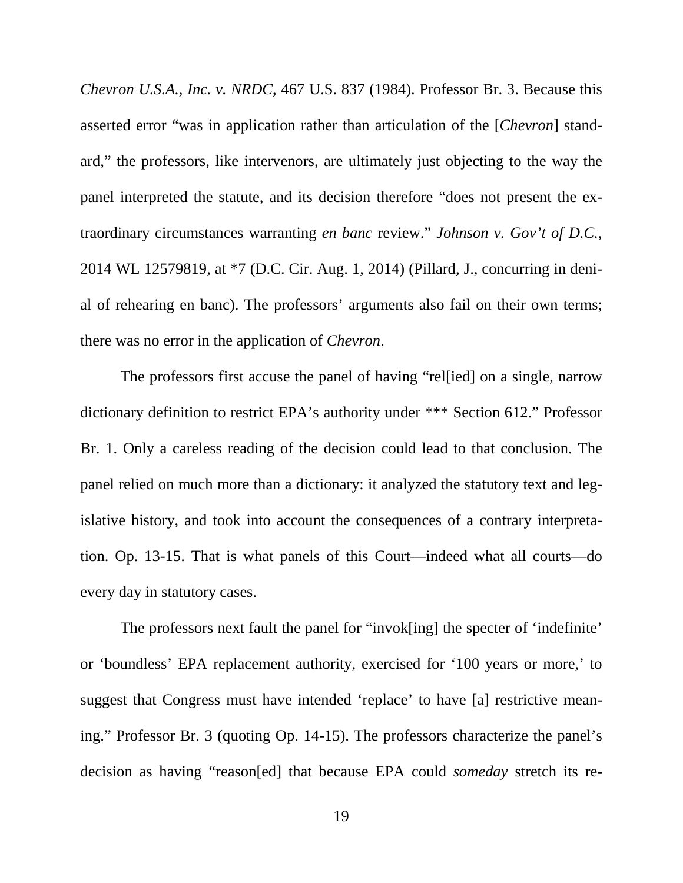*Chevron U.S.A., Inc. v. NRDC*, 467 U.S. 837 (1984). Professor Br. 3. Because this asserted error "was in application rather than articulation of the [*Chevron*] standard," the professors, like intervenors, are ultimately just objecting to the way the panel interpreted the statute, and its decision therefore "does not present the extraordinary circumstances warranting *en banc* review." *Johnson v. Gov't of D.C.*, 2014 WL 12579819, at *7 (D.C. Cir. Aug. 1, 2014) (Pillard, J., concurring in denial of rehearing en banc). The professors' arguments also fail on their own terms; there was no error in the application of *Chevron*.

The professors first accuse the panel of having "rel[ied] on a single, narrow dictionary definition to restrict EPA's authority under *** Section 612." Professor Br. 1. Only a careless reading of the decision could lead to that conclusion. The panel relied on much more than a dictionary: it analyzed the statutory text and legislative history, and took into account the consequences of a contrary interpretation. Op. 13-15. That is what panels of this Court—indeed what all courts—do every day in statutory cases.

The professors next fault the panel for "invok[ing] the specter of 'indefinite' or 'boundless' EPA replacement authority, exercised for '100 years or more,' to suggest that Congress must have intended 'replace' to have [a] restrictive meaning." Professor Br. 3 (quoting Op. 14-15). The professors characterize the panel's decision as having "reason[ed] that because EPA could *someday* stretch its re-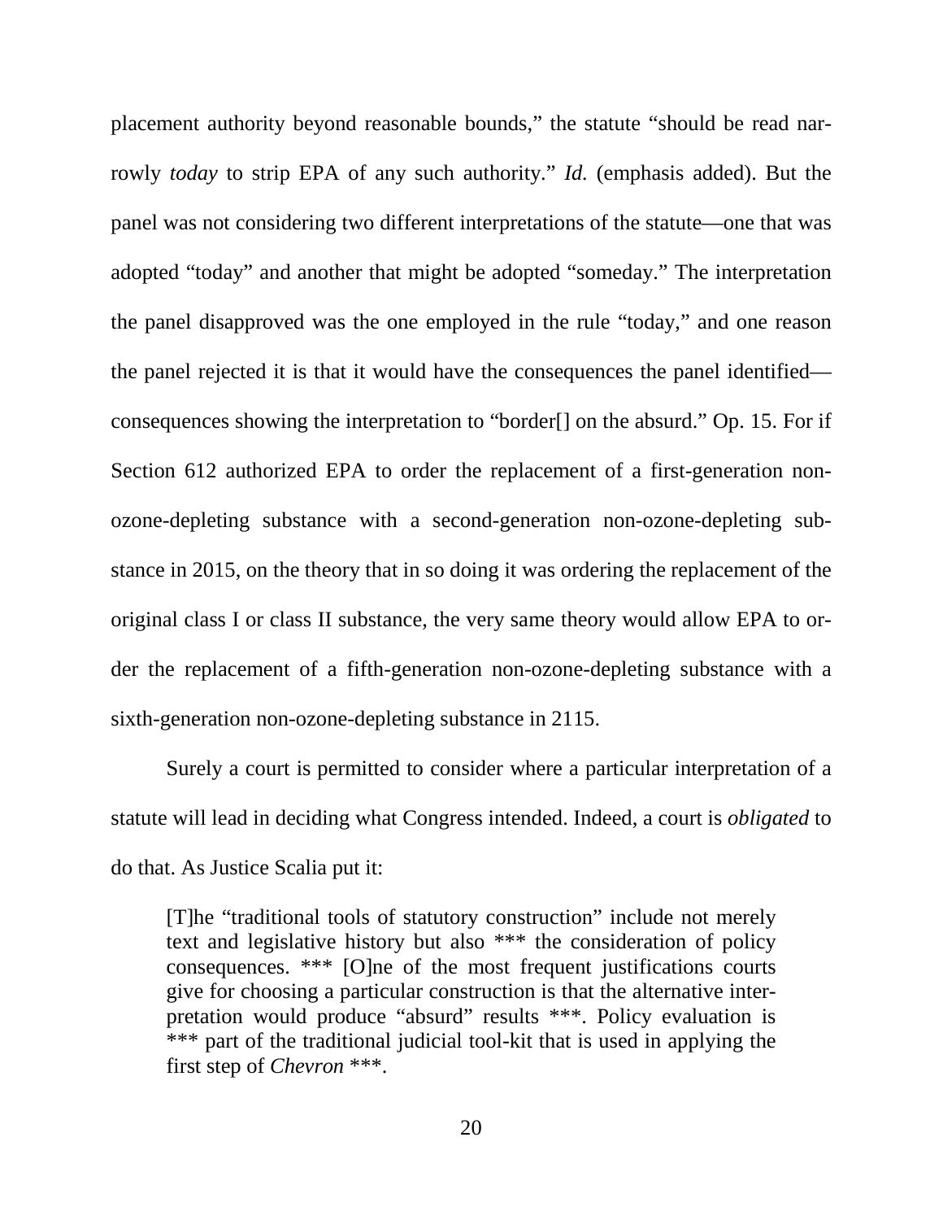placement authority beyond reasonable bounds," the statute "should be read narrowly *today* to strip EPA of any such authority." *Id.* (emphasis added). But the panel was not considering two different interpretations of the statute—one that was adopted "today" and another that might be adopted "someday." The interpretation the panel disapproved was the one employed in the rule "today," and one reason the panel rejected it is that it would have the consequences the panel identified—consequences showing the interpretation to "border[] on the absurd." Op. 15. For if Section 612 authorized EPA to order the replacement of a first-generation non-ozone-depleting substance with a second-generation non-ozone-depleting substance in 2015, on the theory that in so doing it was ordering the replacement of the original class I or class II substance, the very same theory would allow EPA to order the replacement of a fifth-generation non-ozone-depleting substance with a sixth-generation non-ozone-depleting substance in 2115.

Surely a court is permitted to consider where a particular interpretation of a statute will lead in deciding what Congress intended. Indeed, a court is *obligated* to do that. As Justice Scalia put it:

> [T]he "traditional tools of statutory construction" include not merely text and legislative history but also *** the consideration of policy consequences. *** [O]ne of the most frequent justifications courts give for choosing a particular construction is that the alternative interpretation would produce "absurd" results ***. Policy evaluation is *** part of the traditional judicial tool-kit that is used in applying the first step of *Chevron* ***.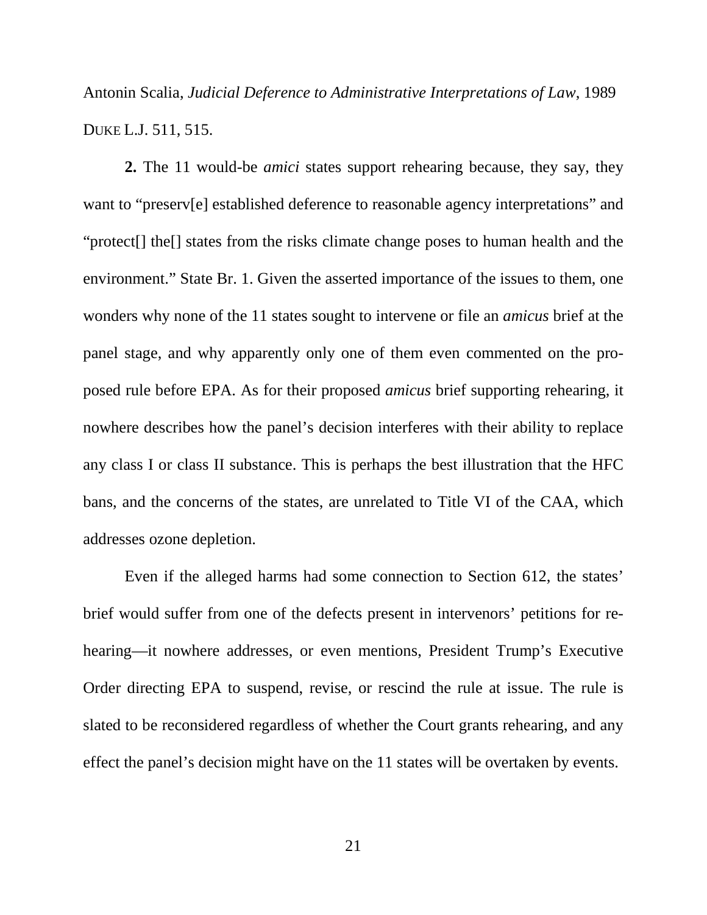Antonin Scalia, *Judicial Deference to Administrative Interpretations of Law*, 1989 DUKE L.J. 511, 515.

**2.** The 11 would-be *amici* states support rehearing because, they say, they want to "preserv[e] established deference to reasonable agency interpretations" and "protect[] the[] states from the risks climate change poses to human health and the environment." State Br. 1. Given the asserted importance of the issues to them, one wonders why none of the 11 states sought to intervene or file an *amicus* brief at the panel stage, and why apparently only one of them even commented on the proposed rule before EPA. As for their proposed *amicus* brief supporting rehearing, it nowhere describes how the panel's decision interferes with their ability to replace any class I or class II substance. This is perhaps the best illustration that the HFC bans, and the concerns of the states, are unrelated to Title VI of the CAA, which addresses ozone depletion.

Even if the alleged harms had some connection to Section 612, the states' brief would suffer from one of the defects present in intervenors' petitions for rehearing—it nowhere addresses, or even mentions, President Trump's Executive Order directing EPA to suspend, revise, or rescind the rule at issue. The rule is slated to be reconsidered regardless of whether the Court grants rehearing, and any effect the panel's decision might have on the 11 states will be overtaken by events.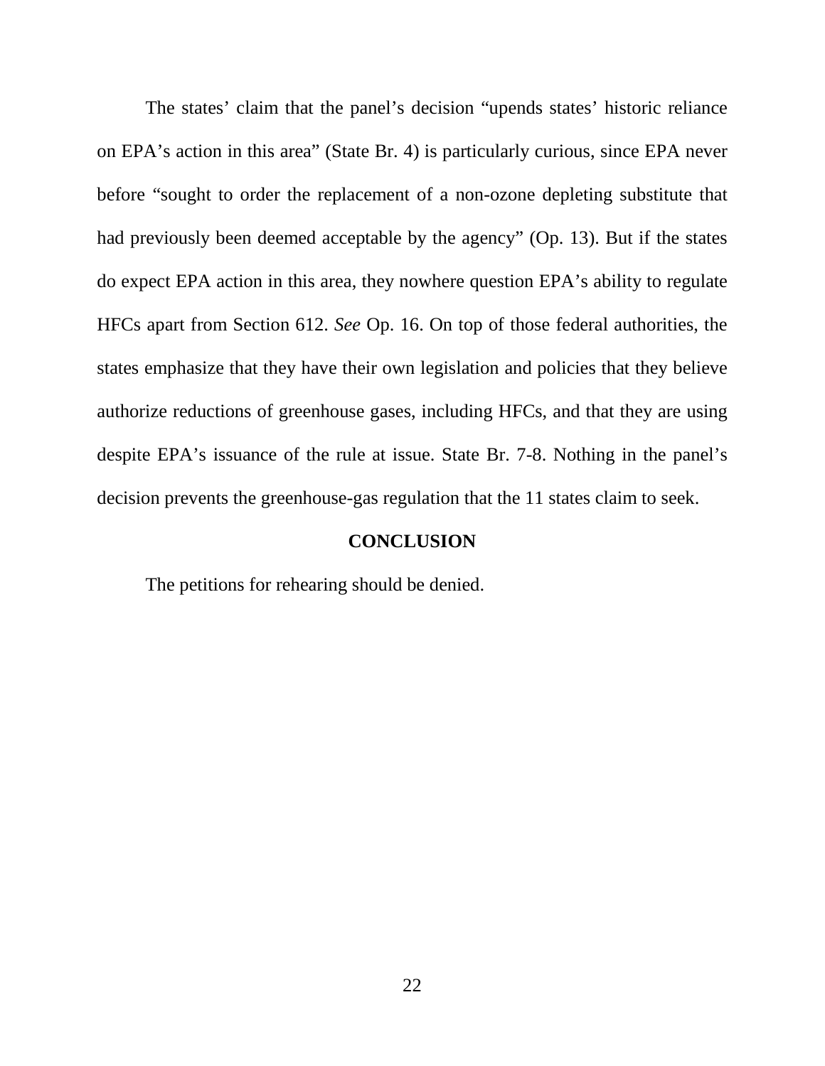The states' claim that the panel's decision "upends states' historic reliance on EPA's action in this area" (State Br. 4) is particularly curious, since EPA never before "sought to order the replacement of a non-ozone depleting substitute that had previously been deemed acceptable by the agency" (Op. 13). But if the states do expect EPA action in this area, they nowhere question EPA's ability to regulate HFCs apart from Section 612. *See* Op. 16. On top of those federal authorities, the states emphasize that they have their own legislation and policies that they believe authorize reductions of greenhouse gases, including HFCs, and that they are using despite EPA's issuance of the rule at issue. State Br. 7-8. Nothing in the panel's decision prevents the greenhouse-gas regulation that the 11 states claim to seek.

## CONCLUSION

The petitions for rehearing should be denied.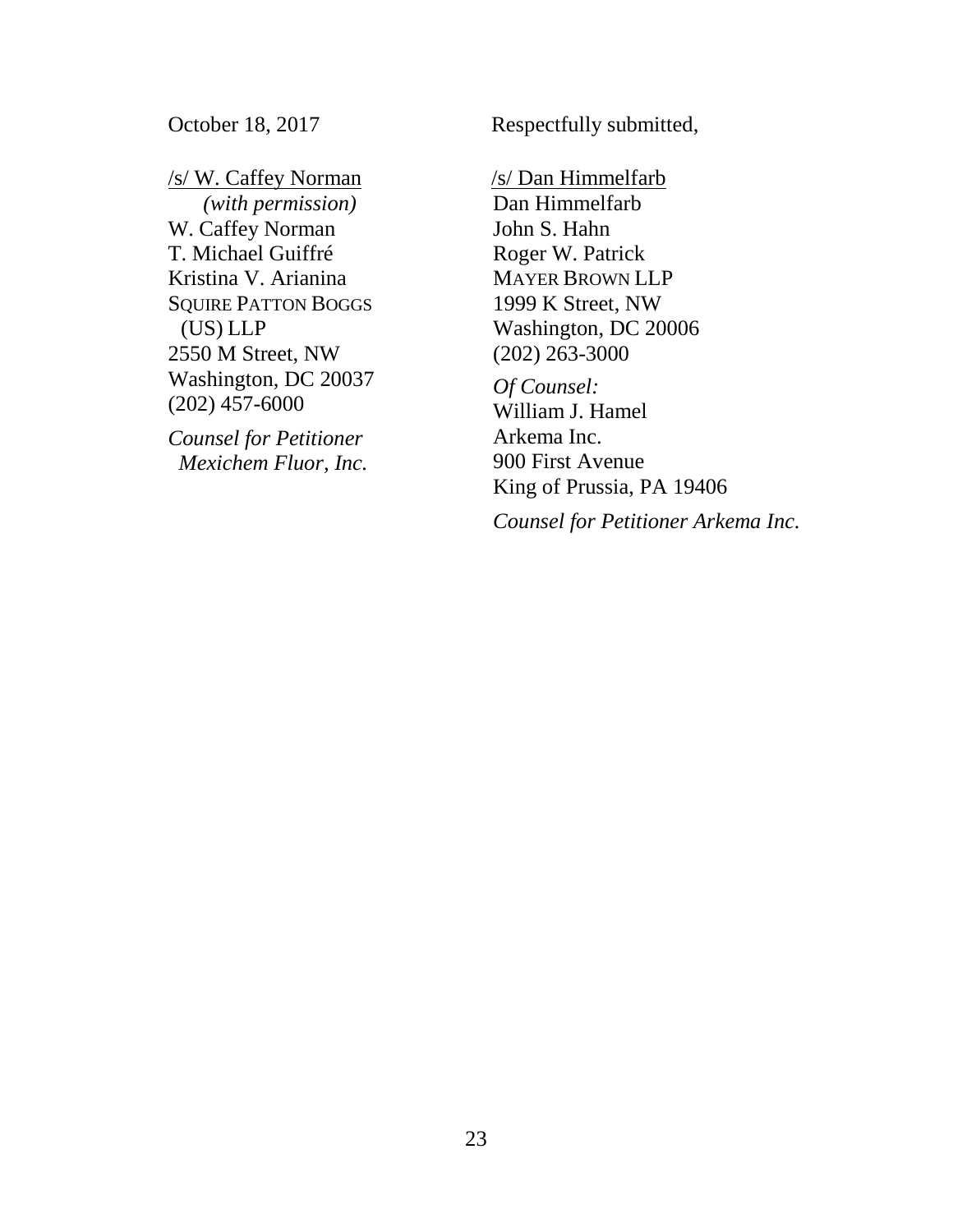October 18, 2017

Respectfully submitted,

/s/ W. Caffey Norman
*(with permission)*
W. Caffey Norman
T. Michael Guiffré
Kristina V. Arianina
SQUIRE PATTON BOGGS (US) LLP
2550 M Street, NW
Washington, DC 20037
(202) 457-6000

*Counsel for Petitioner Mexichem Fluor, Inc.*

/s/ Dan Himmelfarb
Dan Himmelfarb
John S. Hahn
Roger W. Patrick
MAYER BROWN LLP
1999 K Street, NW
Washington, DC 20006
(202) 263-3000

*Of Counsel:*
William J. Hamel
Arkema Inc.
900 First Avenue
King of Prussia, PA 19406

*Counsel for Petitioner Arkema Inc.*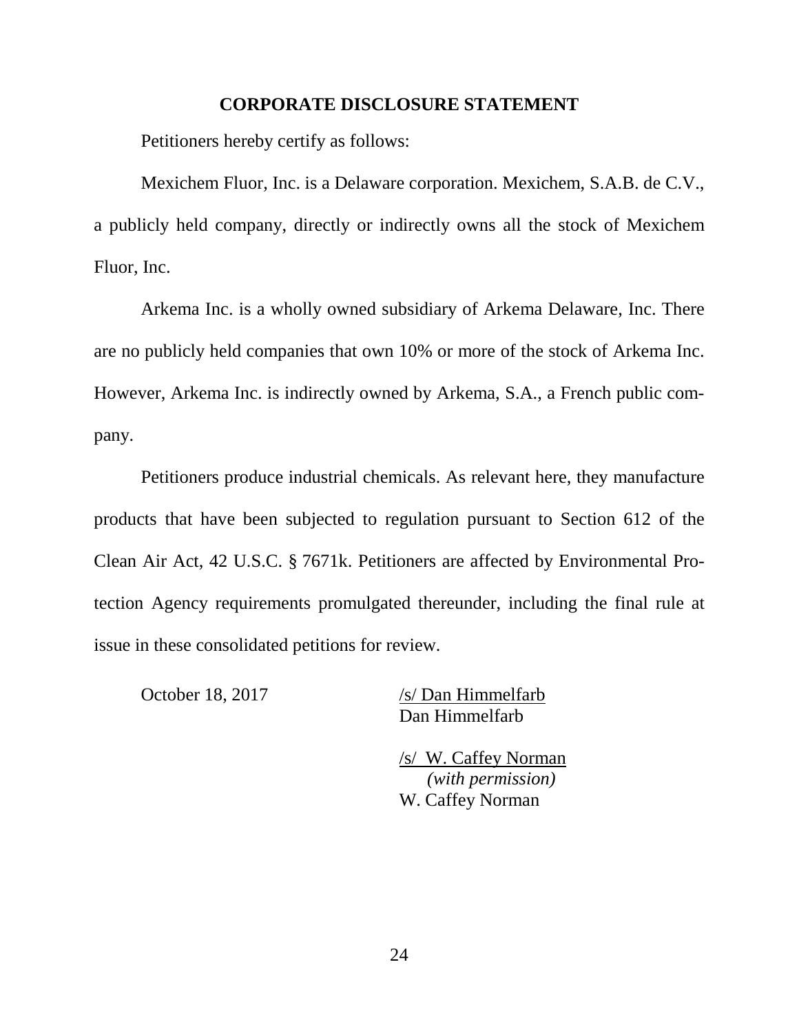## CORPORATE DISCLOSURE STATEMENT

Petitioners hereby certify as follows:

Mexichem Fluor, Inc. is a Delaware corporation. Mexichem, S.A.B. de C.V., a publicly held company, directly or indirectly owns all the stock of Mexichem Fluor, Inc.

Arkema Inc. is a wholly owned subsidiary of Arkema Delaware, Inc. There are no publicly held companies that own 10% or more of the stock of Arkema Inc. However, Arkema Inc. is indirectly owned by Arkema, S.A., a French public company.

Petitioners produce industrial chemicals. As relevant here, they manufacture products that have been subjected to regulation pursuant to Section 612 of the Clean Air Act, 42 U.S.C. § 7671k. Petitioners are affected by Environmental Protection Agency requirements promulgated thereunder, including the final rule at issue in these consolidated petitions for review.

October 18, 2017

/s/ Dan Himmelfarb
Dan Himmelfarb

/s/ W. Caffey Norman
*(with permission)*
W. Caffey Norman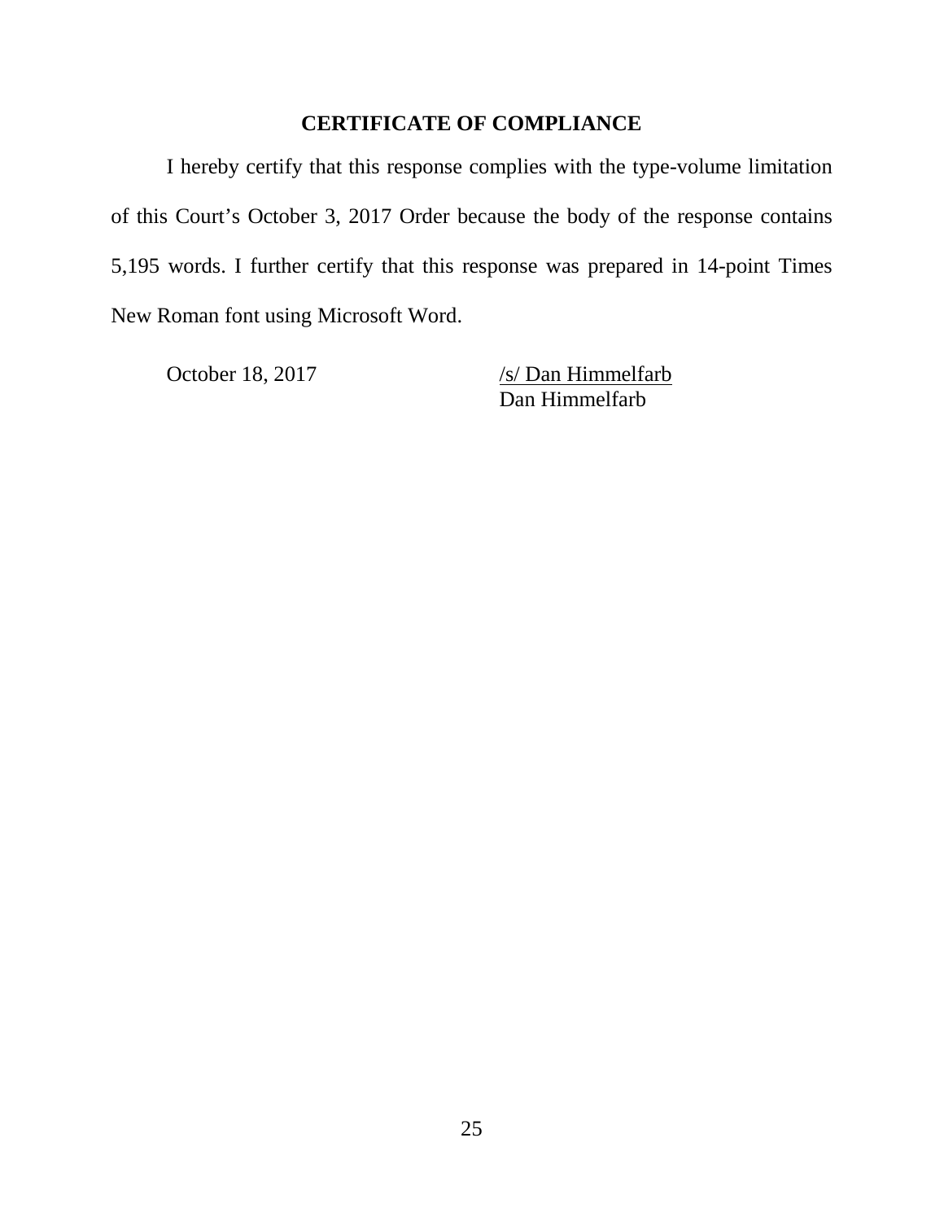## CERTIFICATE OF COMPLIANCE

I hereby certify that this response complies with the type-volume limitation of this Court's October 3, 2017 Order because the body of the response contains 5,195 words. I further certify that this response was prepared in 14-point Times New Roman font using Microsoft Word.

October 18, 2017

/s/ Dan Himmelfarb
Dan Himmelfarb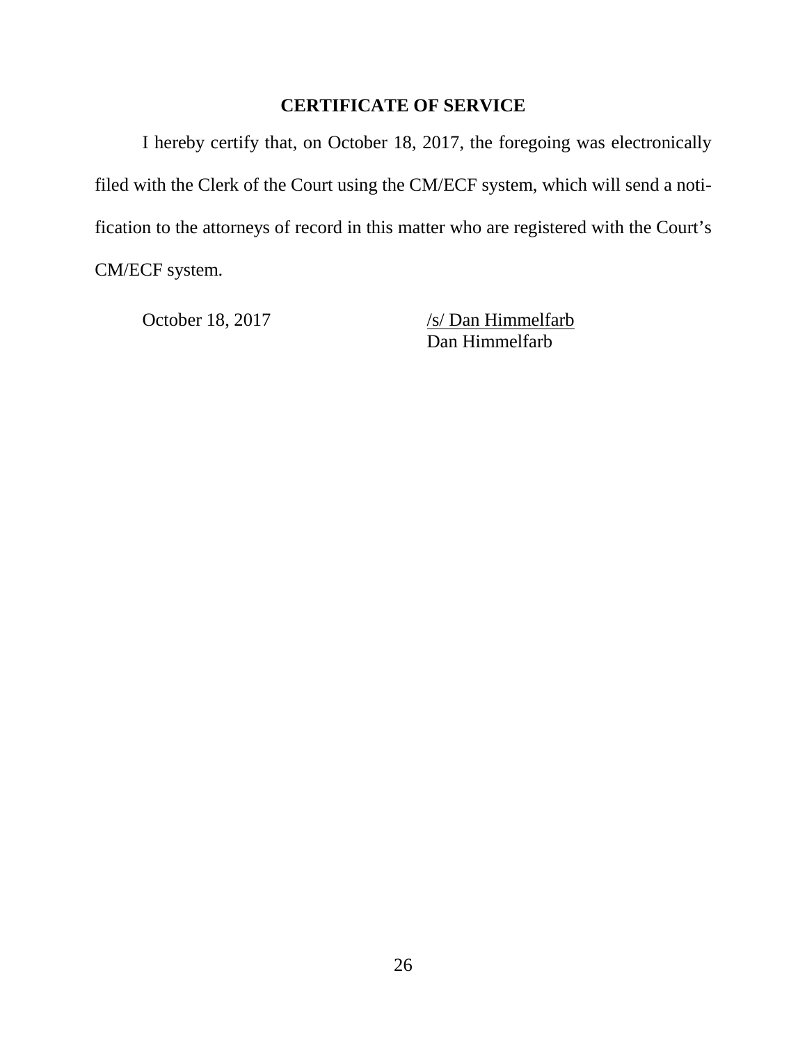## CERTIFICATE OF SERVICE

I hereby certify that, on October 18, 2017, the foregoing was electronically filed with the Clerk of the Court using the CM/ECF system, which will send a notification to the attorneys of record in this matter who are registered with the Court's CM/ECF system.

October 18, 2017

/s/ Dan Himmelfarb
Dan Himmelfarb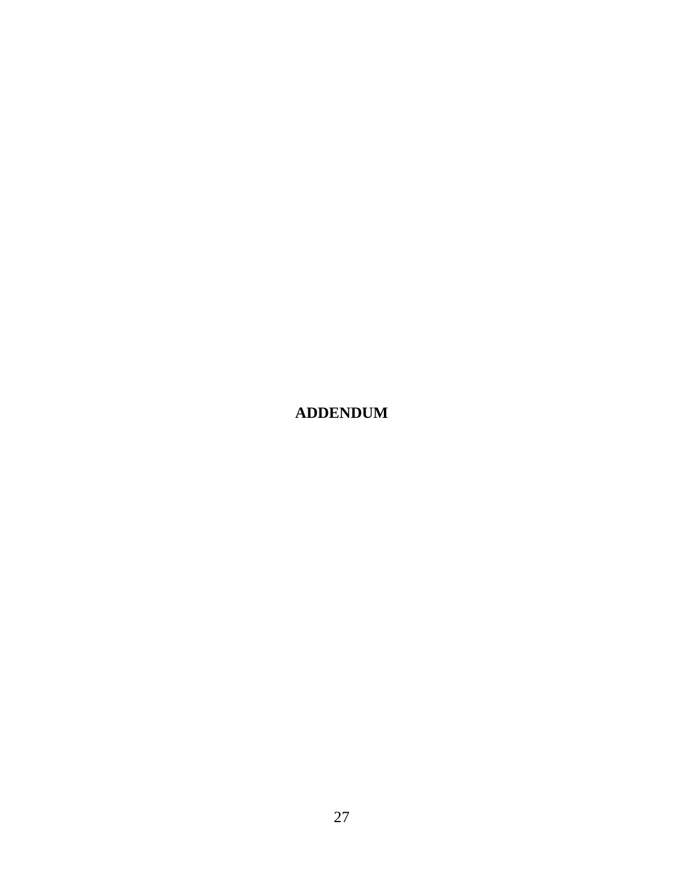**ADDENDUM**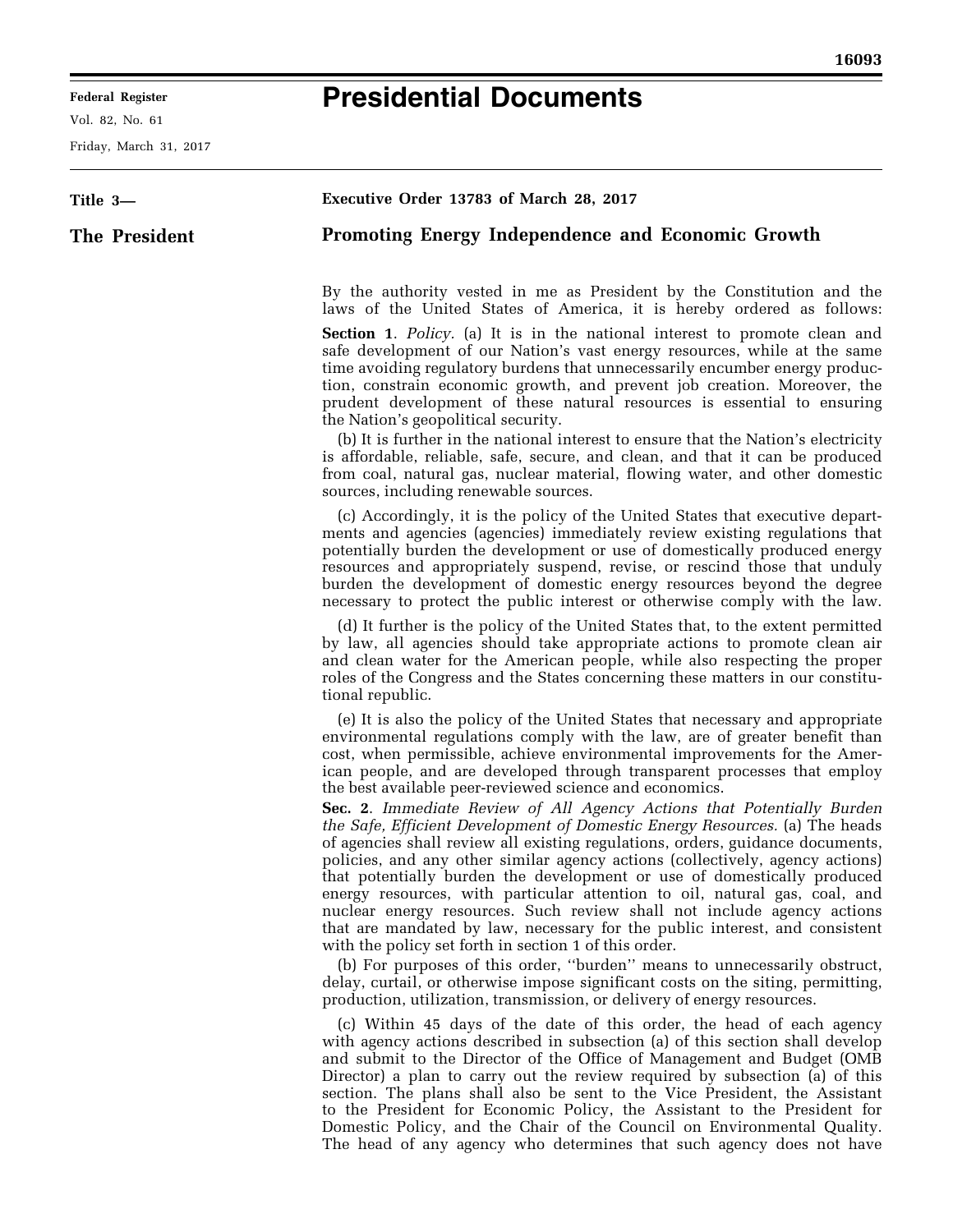# Presidential Documents

Title 3—

The President

## Executive Order 13783 of March 28, 2017

## Promoting Energy Independence and Economic Growth

By the authority vested in me as President by the Constitution and the laws of the United States of America, it is hereby ordered as follows:

**Section 1**. *Policy.* (a) It is in the national interest to promote clean and safe development of our Nation's vast energy resources, while at the same time avoiding regulatory burdens that unnecessarily encumber energy production, constrain economic growth, and prevent job creation. Moreover, the prudent development of these natural resources is essential to ensuring the Nation's geopolitical security.

(b) It is further in the national interest to ensure that the Nation's electricity is affordable, reliable, safe, secure, and clean, and that it can be produced from coal, natural gas, nuclear material, flowing water, and other domestic sources, including renewable sources.

(c) Accordingly, it is the policy of the United States that executive departments and agencies (agencies) immediately review existing regulations that potentially burden the development or use of domestically produced energy resources and appropriately suspend, revise, or rescind those that unduly burden the development of domestic energy resources beyond the degree necessary to protect the public interest or otherwise comply with the law.

(d) It further is the policy of the United States that, to the extent permitted by law, all agencies should take appropriate actions to promote clean air and clean water for the American people, while also respecting the proper roles of the Congress and the States concerning these matters in our constitutional republic.

(e) It is also the policy of the United States that necessary and appropriate environmental regulations comply with the law, are of greater benefit than cost, when permissible, achieve environmental improvements for the American people, and are developed through transparent processes that employ the best available peer-reviewed science and economics.

**Sec. 2**. *Immediate Review of All Agency Actions that Potentially Burden the Safe, Efficient Development of Domestic Energy Resources.* (a) The heads of agencies shall review all existing regulations, orders, guidance documents, policies, and any other similar agency actions (collectively, agency actions) that potentially burden the development or use of domestically produced energy resources, with particular attention to oil, natural gas, coal, and nuclear energy resources. Such review shall not include agency actions that are mandated by law, necessary for the public interest, and consistent with the policy set forth in section 1 of this order.

(b) For purposes of this order, ''burden'' means to unnecessarily obstruct, delay, curtail, or otherwise impose significant costs on the siting, permitting, production, utilization, transmission, or delivery of energy resources.

(c) Within 45 days of the date of this order, the head of each agency with agency actions described in subsection (a) of this section shall develop and submit to the Director of the Office of Management and Budget (OMB Director) a plan to carry out the review required by subsection (a) of this section. The plans shall also be sent to the Vice President, the Assistant to the President for Economic Policy, the Assistant to the President for Domestic Policy, and the Chair of the Council on Environmental Quality. The head of any agency who determines that such agency does not have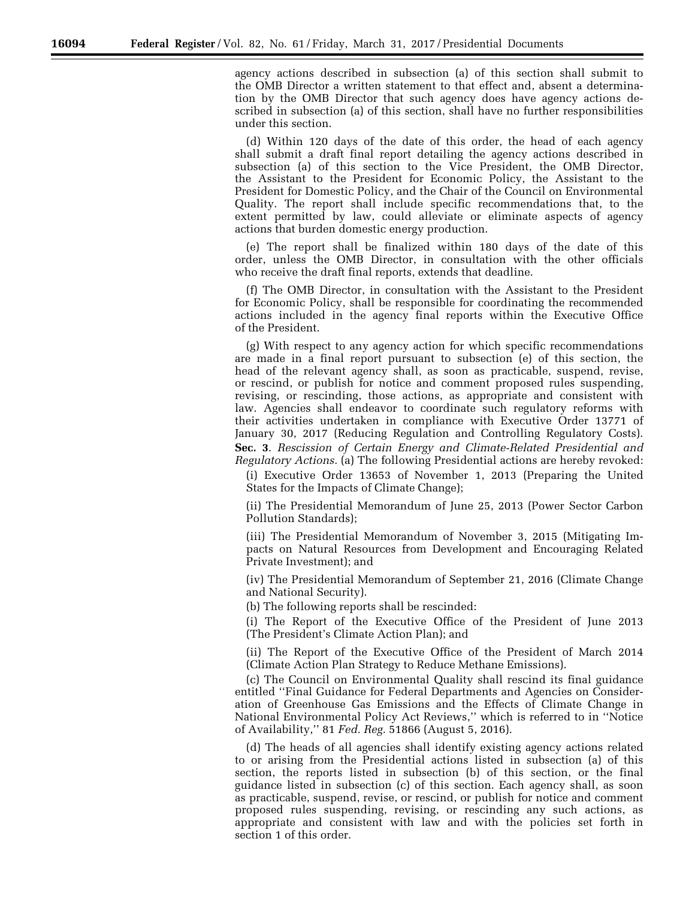agency actions described in subsection (a) of this section shall submit to the OMB Director a written statement to that effect and, absent a determination by the OMB Director that such agency does have agency actions described in subsection (a) of this section, shall have no further responsibilities under this section.

(d) Within 120 days of the date of this order, the head of each agency shall submit a draft final report detailing the agency actions described in subsection (a) of this section to the Vice President, the OMB Director, the Assistant to the President for Economic Policy, the Assistant to the President for Domestic Policy, and the Chair of the Council on Environmental Quality. The report shall include specific recommendations that, to the extent permitted by law, could alleviate or eliminate aspects of agency actions that burden domestic energy production.

(e) The report shall be finalized within 180 days of the date of this order, unless the OMB Director, in consultation with the other officials who receive the draft final reports, extends that deadline.

(f) The OMB Director, in consultation with the Assistant to the President for Economic Policy, shall be responsible for coordinating the recommended actions included in the agency final reports within the Executive Office of the President.

(g) With respect to any agency action for which specific recommendations are made in a final report pursuant to subsection (e) of this section, the head of the relevant agency shall, as soon as practicable, suspend, revise, or rescind, or publish for notice and comment proposed rules suspending, revising, or rescinding, those actions, as appropriate and consistent with law. Agencies shall endeavor to coordinate such regulatory reforms with their activities undertaken in compliance with Executive Order 13771 of January 30, 2017 (Reducing Regulation and Controlling Regulatory Costs).

**Sec. 3**. *Rescission of Certain Energy and Climate-Related Presidential and Regulatory Actions.* (a) The following Presidential actions are hereby revoked:

(i) Executive Order 13653 of November 1, 2013 (Preparing the United States for the Impacts of Climate Change);

(ii) The Presidential Memorandum of June 25, 2013 (Power Sector Carbon Pollution Standards);

(iii) The Presidential Memorandum of November 3, 2015 (Mitigating Impacts on Natural Resources from Development and Encouraging Related Private Investment); and

(iv) The Presidential Memorandum of September 21, 2016 (Climate Change and National Security).

(b) The following reports shall be rescinded:

(i) The Report of the Executive Office of the President of June 2013 (The President's Climate Action Plan); and

(ii) The Report of the Executive Office of the President of March 2014 (Climate Action Plan Strategy to Reduce Methane Emissions).

(c) The Council on Environmental Quality shall rescind its final guidance entitled ''Final Guidance for Federal Departments and Agencies on Consideration of Greenhouse Gas Emissions and the Effects of Climate Change in National Environmental Policy Act Reviews,'' which is referred to in ''Notice of Availability,'' 81 *Fed. Reg.* 51866 (August 5, 2016).

(d) The heads of all agencies shall identify existing agency actions related to or arising from the Presidential actions listed in subsection (a) of this section, the reports listed in subsection (b) of this section, or the final guidance listed in subsection (c) of this section. Each agency shall, as soon as practicable, suspend, revise, or rescind, or publish for notice and comment proposed rules suspending, revising, or rescinding any such actions, as appropriate and consistent with law and with the policies set forth in section 1 of this order.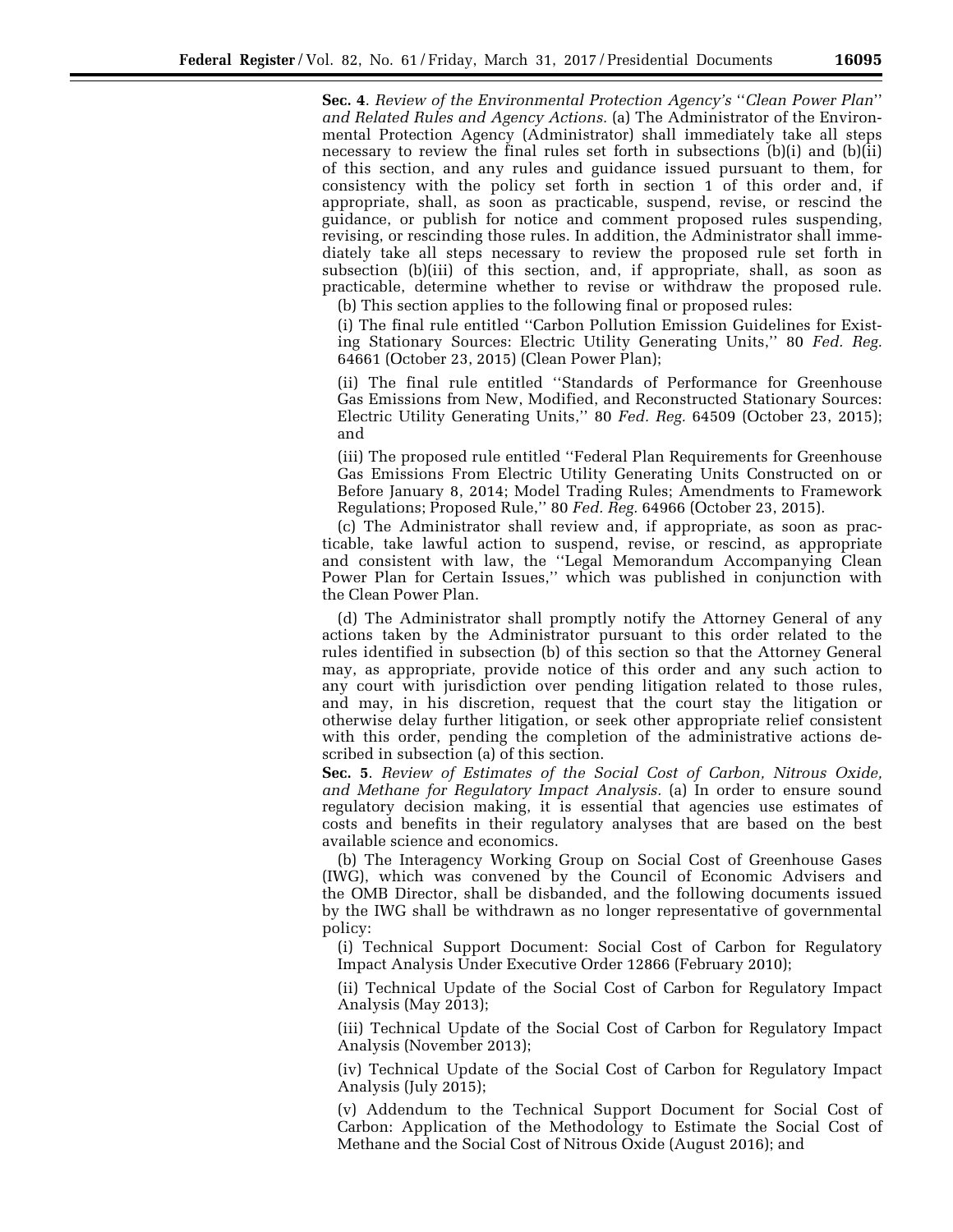**Sec. 4**. *Review of the Environmental Protection Agency's "Clean Power Plan" and Related Rules and Agency Actions.* (a) The Administrator of the Environmental Protection Agency (Administrator) shall immediately take all steps necessary to review the final rules set forth in subsections (b)(i) and (b)(ii) of this section, and any rules and guidance issued pursuant to them, for consistency with the policy set forth in section 1 of this order and, if appropriate, shall, as soon as practicable, suspend, revise, or rescind the guidance, or publish for notice and comment proposed rules suspending, revising, or rescinding those rules. In addition, the Administrator shall immediately take all steps necessary to review the proposed rule set forth in subsection (b)(iii) of this section, and, if appropriate, shall, as soon as practicable, determine whether to revise or withdraw the proposed rule.

(b) This section applies to the following final or proposed rules:

(i) The final rule entitled "Carbon Pollution Emission Guidelines for Existing Stationary Sources: Electric Utility Generating Units," 80 *Fed. Reg.* 64661 (October 23, 2015) (Clean Power Plan);

(ii) The final rule entitled "Standards of Performance for Greenhouse Gas Emissions from New, Modified, and Reconstructed Stationary Sources: Electric Utility Generating Units," 80 *Fed. Reg.* 64509 (October 23, 2015); and

(iii) The proposed rule entitled "Federal Plan Requirements for Greenhouse Gas Emissions From Electric Utility Generating Units Constructed on or Before January 8, 2014; Model Trading Rules; Amendments to Framework Regulations; Proposed Rule," 80 *Fed. Reg.* 64966 (October 23, 2015).

(c) The Administrator shall review and, if appropriate, as soon as practicable, take lawful action to suspend, revise, or rescind, as appropriate and consistent with law, the "Legal Memorandum Accompanying Clean Power Plan for Certain Issues," which was published in conjunction with the Clean Power Plan.

(d) The Administrator shall promptly notify the Attorney General of any actions taken by the Administrator pursuant to this order related to the rules identified in subsection (b) of this section so that the Attorney General may, as appropriate, provide notice of this order and any such action to any court with jurisdiction over pending litigation related to those rules, and may, in his discretion, request that the court stay the litigation or otherwise delay further litigation, or seek other appropriate relief consistent with this order, pending the completion of the administrative actions described in subsection (a) of this section.

**Sec. 5**. *Review of Estimates of the Social Cost of Carbon, Nitrous Oxide, and Methane for Regulatory Impact Analysis.* (a) In order to ensure sound regulatory decision making, it is essential that agencies use estimates of costs and benefits in their regulatory analyses that are based on the best available science and economics.

(b) The Interagency Working Group on Social Cost of Greenhouse Gases (IWG), which was convened by the Council of Economic Advisers and the OMB Director, shall be disbanded, and the following documents issued by the IWG shall be withdrawn as no longer representative of governmental policy:

(i) Technical Support Document: Social Cost of Carbon for Regulatory Impact Analysis Under Executive Order 12866 (February 2010);

(ii) Technical Update of the Social Cost of Carbon for Regulatory Impact Analysis (May 2013);

(iii) Technical Update of the Social Cost of Carbon for Regulatory Impact Analysis (November 2013);

(iv) Technical Update of the Social Cost of Carbon for Regulatory Impact Analysis (July 2015);

(v) Addendum to the Technical Support Document for Social Cost of Carbon: Application of the Methodology to Estimate the Social Cost of Methane and the Social Cost of Nitrous Oxide (August 2016); and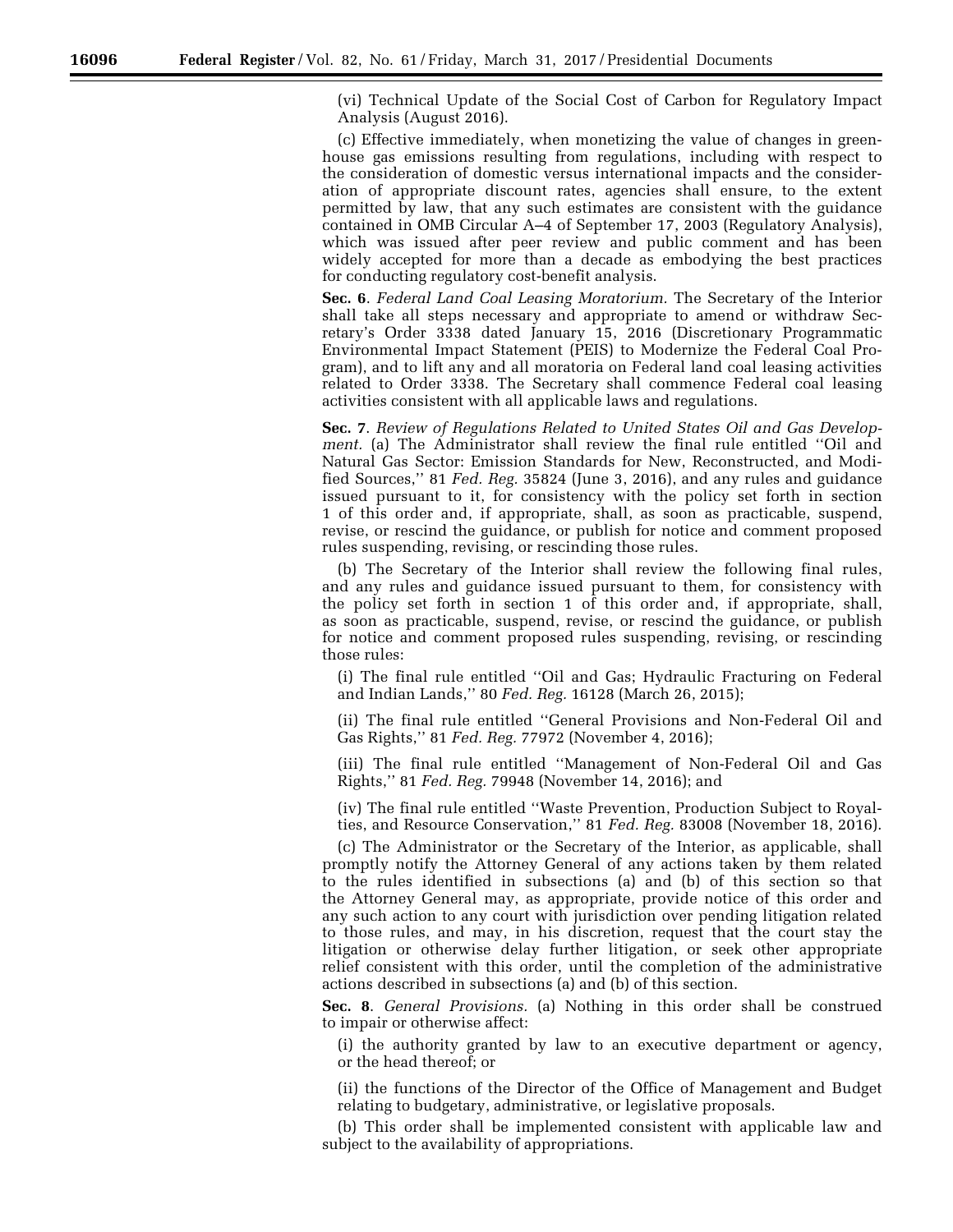(vi) Technical Update of the Social Cost of Carbon for Regulatory Impact Analysis (August 2016).

(c) Effective immediately, when monetizing the value of changes in greenhouse gas emissions resulting from regulations, including with respect to the consideration of domestic versus international impacts and the consideration of appropriate discount rates, agencies shall ensure, to the extent permitted by law, that any such estimates are consistent with the guidance contained in OMB Circular A–4 of September 17, 2003 (Regulatory Analysis), which was issued after peer review and public comment and has been widely accepted for more than a decade as embodying the best practices for conducting regulatory cost-benefit analysis.

**Sec. 6**. *Federal Land Coal Leasing Moratorium.* The Secretary of the Interior shall take all steps necessary and appropriate to amend or withdraw Secretary's Order 3338 dated January 15, 2016 (Discretionary Programmatic Environmental Impact Statement (PEIS) to Modernize the Federal Coal Program), and to lift any and all moratoria on Federal land coal leasing activities related to Order 3338. The Secretary shall commence Federal coal leasing activities consistent with all applicable laws and regulations.

**Sec. 7**. *Review of Regulations Related to United States Oil and Gas Development.* (a) The Administrator shall review the final rule entitled ''Oil and Natural Gas Sector: Emission Standards for New, Reconstructed, and Modified Sources,'' 81 *Fed. Reg.* 35824 (June 3, 2016), and any rules and guidance issued pursuant to it, for consistency with the policy set forth in section 1 of this order and, if appropriate, shall, as soon as practicable, suspend, revise, or rescind the guidance, or publish for notice and comment proposed rules suspending, revising, or rescinding those rules.

(b) The Secretary of the Interior shall review the following final rules, and any rules and guidance issued pursuant to them, for consistency with the policy set forth in section 1 of this order and, if appropriate, shall, as soon as practicable, suspend, revise, or rescind the guidance, or publish for notice and comment proposed rules suspending, revising, or rescinding those rules:

(i) The final rule entitled ''Oil and Gas; Hydraulic Fracturing on Federal and Indian Lands,'' 80 *Fed. Reg.* 16128 (March 26, 2015);

(ii) The final rule entitled ''General Provisions and Non-Federal Oil and Gas Rights,'' 81 *Fed. Reg.* 77972 (November 4, 2016);

(iii) The final rule entitled ''Management of Non-Federal Oil and Gas Rights,'' 81 *Fed. Reg.* 79948 (November 14, 2016); and

(iv) The final rule entitled ''Waste Prevention, Production Subject to Royalties, and Resource Conservation,'' 81 *Fed. Reg.* 83008 (November 18, 2016).

(c) The Administrator or the Secretary of the Interior, as applicable, shall promptly notify the Attorney General of any actions taken by them related to the rules identified in subsections (a) and (b) of this section so that the Attorney General may, as appropriate, provide notice of this order and any such action to any court with jurisdiction over pending litigation related to those rules, and may, in his discretion, request that the court stay the litigation or otherwise delay further litigation, or seek other appropriate relief consistent with this order, until the completion of the administrative actions described in subsections (a) and (b) of this section.

**Sec. 8**. *General Provisions.* (a) Nothing in this order shall be construed to impair or otherwise affect:

(i) the authority granted by law to an executive department or agency, or the head thereof; or

(ii) the functions of the Director of the Office of Management and Budget relating to budgetary, administrative, or legislative proposals.

(b) This order shall be implemented consistent with applicable law and subject to the availability of appropriations.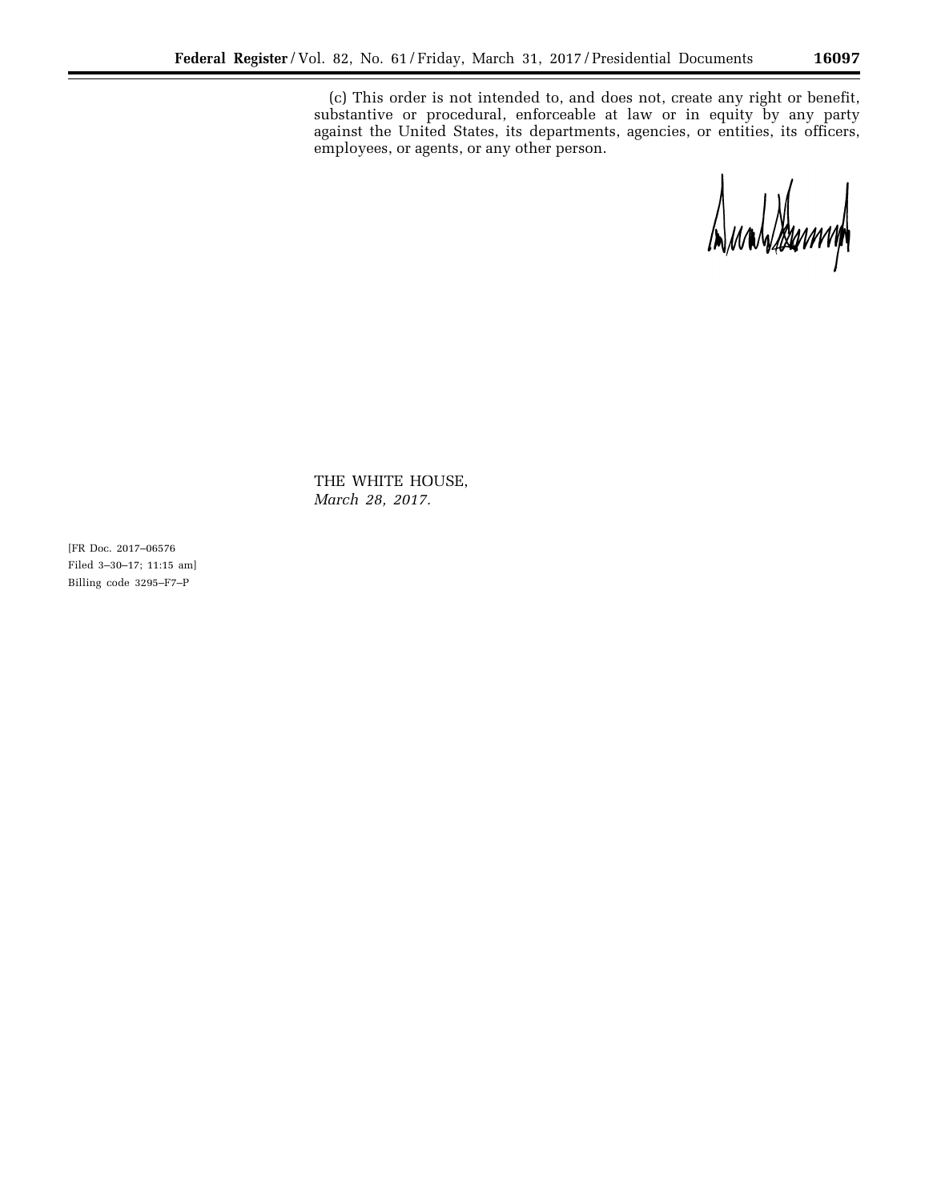(c) This order is not intended to, and does not, create any right or benefit, substantive or procedural, enforceable at law or in equity by any party against the United States, its departments, agencies, or entities, its officers, employees, or agents, or any other person.

THE WHITE HOUSE,
*March 28, 2017.*

[FR Doc. 2017–06576
Filed 3–30–17; 11:15 am]
Billing code 3295–F7–P